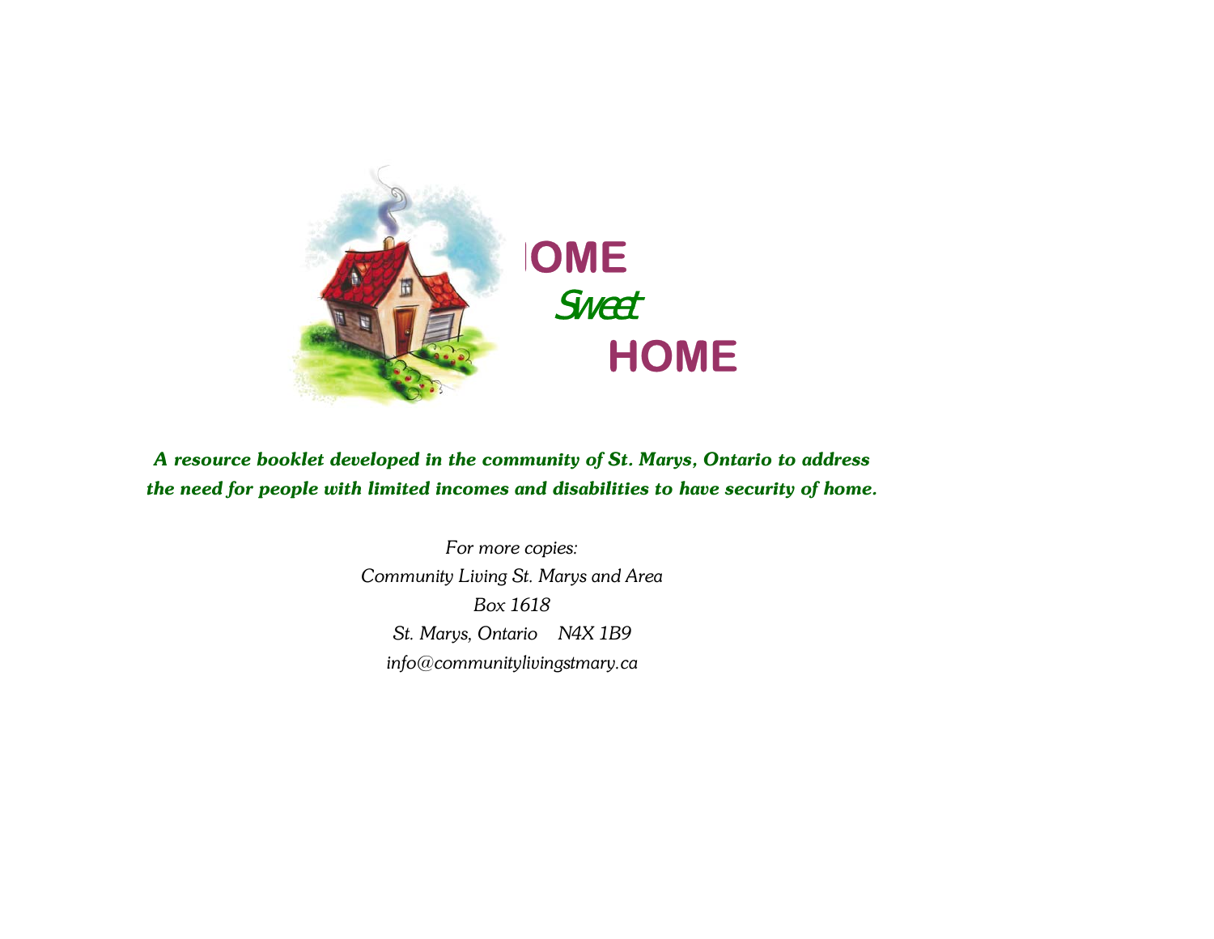# HOME
## *Sweet*
# HOME

***A resource booklet developed in the community of St. Marys, Ontario to address the need for people with limited incomes and disabilities to have security of home.***

*For more copies:*
*Community Living St. Marys and Area*
*Box 1618*
*St. Marys, Ontario N4X 1B9*
*info@communitylivingstmary.ca*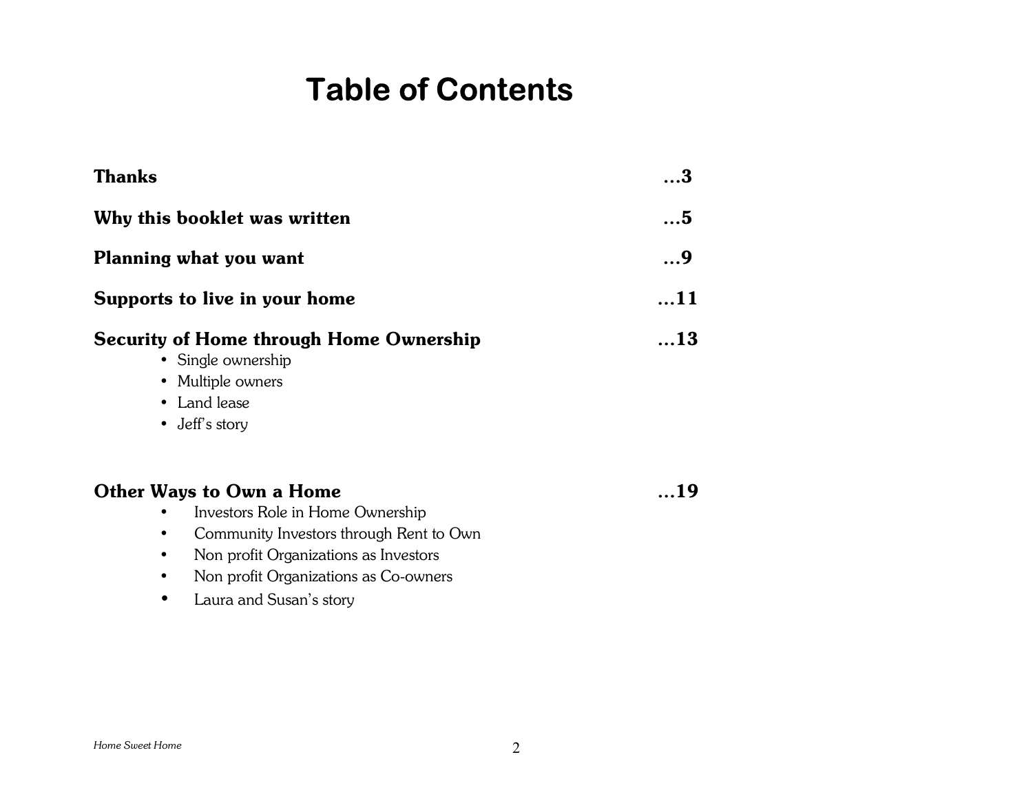# Table of Contents

**Thanks** ...3

**Why this booklet was written** ...5

**Planning what you want** ...9

**Supports to live in your home** ...11

**Security of Home through Home Ownership** ...13

- Single ownership
- Multiple owners
- Land lease
- Jeff's story

**Other Ways to Own a Home** ...19

- Investors Role in Home Ownership
- Community Investors through Rent to Own
- Non profit Organizations as Investors
- Non profit Organizations as Co-owners
- Laura and Susan's story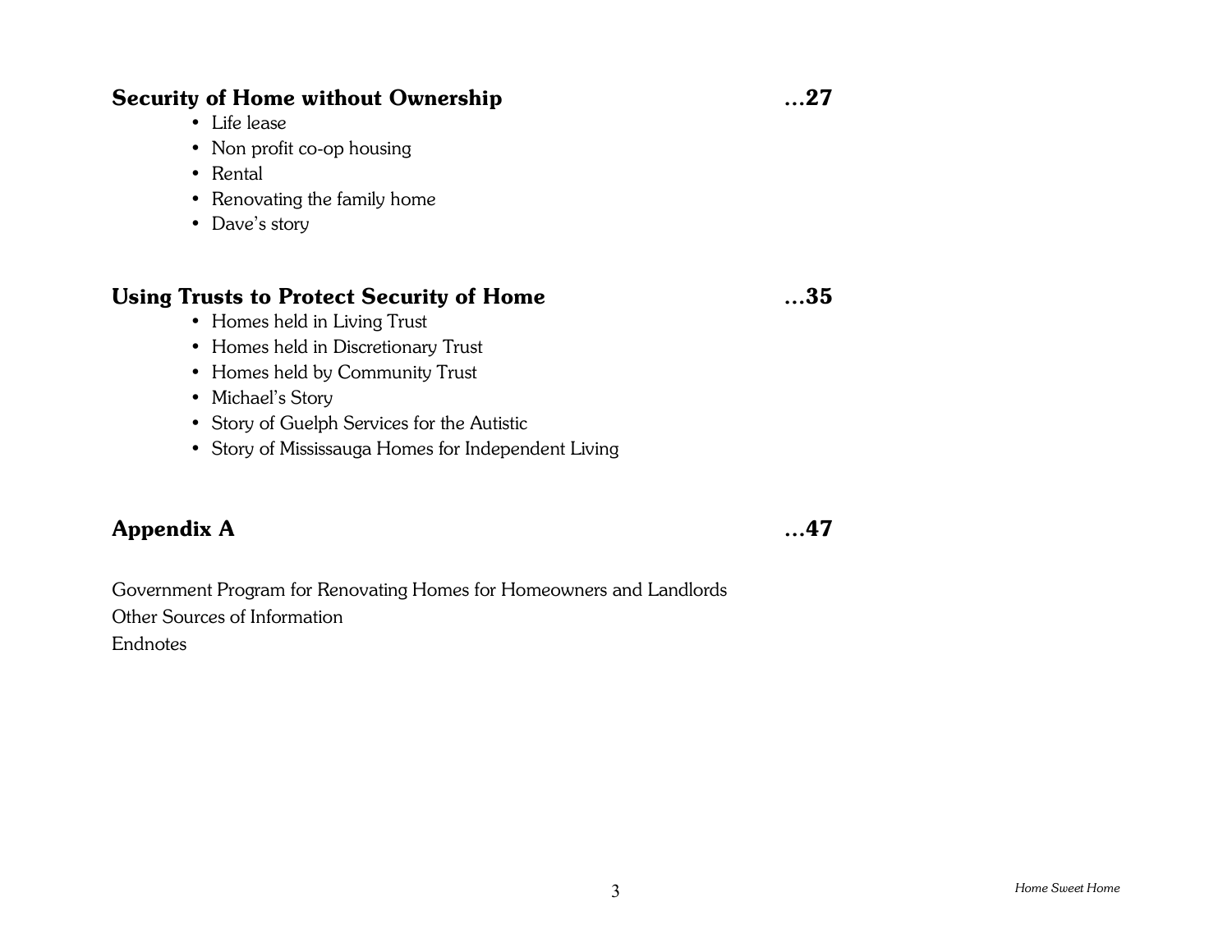**Security of Home without Ownership** **...27**

- Life lease
- Non profit co-op housing
- Rental
- Renovating the family home
- Dave's story

**Using Trusts to Protect Security of Home** **...35**

- Homes held in Living Trust
- Homes held in Discretionary Trust
- Homes held by Community Trust
- Michael's Story
- Story of Guelph Services for the Autistic
- Story of Mississauga Homes for Independent Living

**Appendix A** **...47**

Government Program for Renovating Homes for Homeowners and Landlords
Other Sources of Information
Endnotes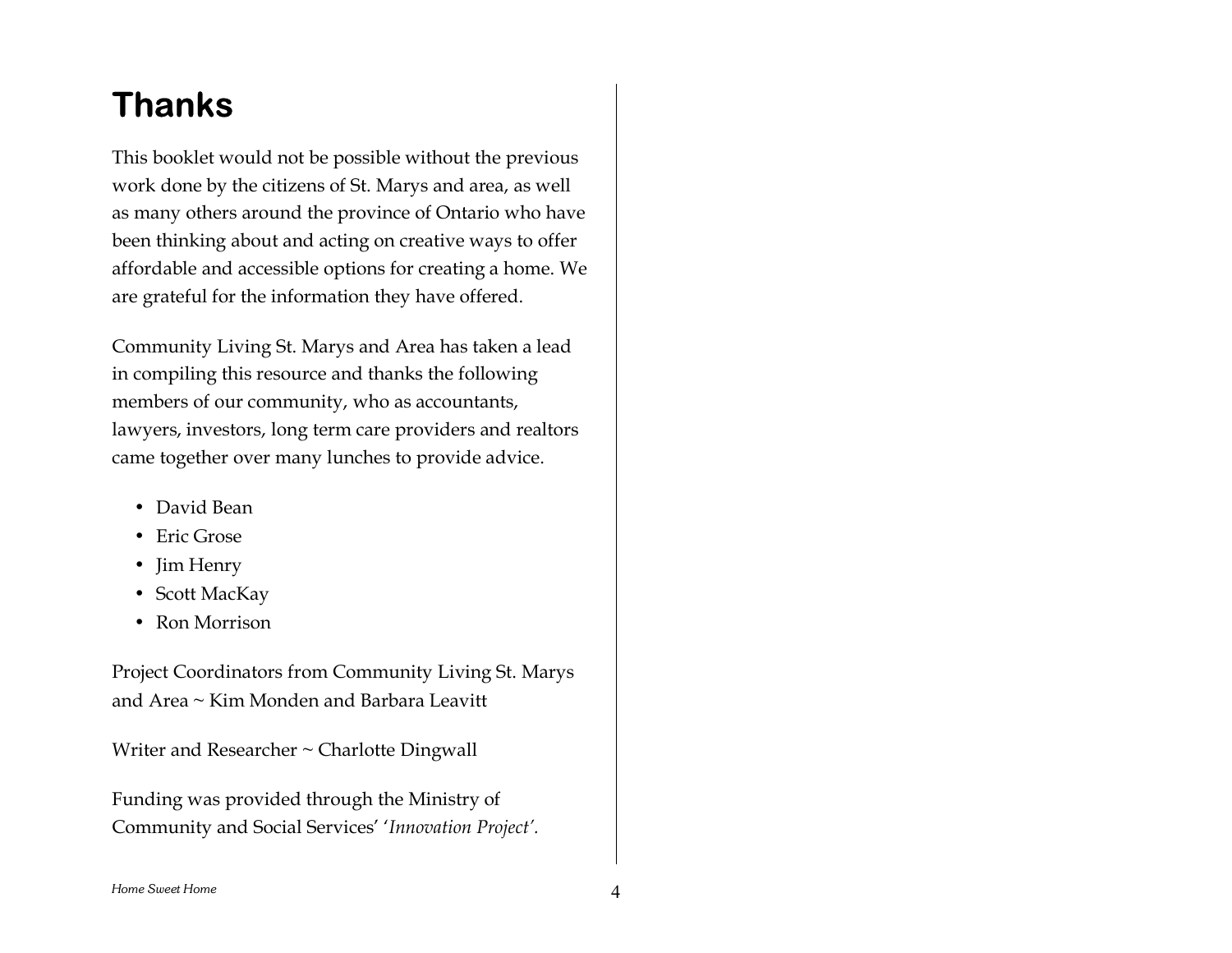# Thanks

This booklet would not be possible without the previous work done by the citizens of St. Marys and area, as well as many others around the province of Ontario who have been thinking about and acting on creative ways to offer affordable and accessible options for creating a home. We are grateful for the information they have offered.

Community Living St. Marys and Area has taken a lead in compiling this resource and thanks the following members of our community, who as accountants, lawyers, investors, long term care providers and realtors came together over many lunches to provide advice.

- David Bean
- Eric Grose
- Jim Henry
- Scott MacKay
- Ron Morrison

Project Coordinators from Community Living St. Marys and Area ~ Kim Monden and Barbara Leavitt

Writer and Researcher ~ Charlotte Dingwall

Funding was provided through the Ministry of Community and Social Services' '*Innovation Project'*.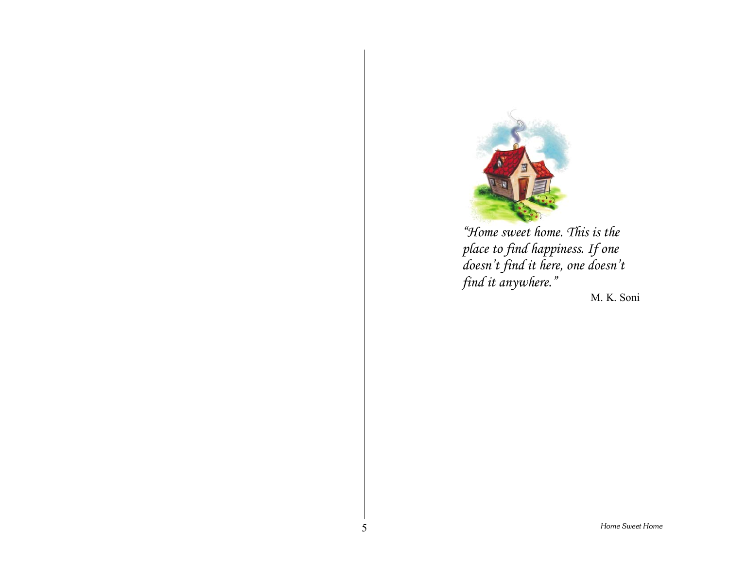*"Home sweet home. This is the place to find happiness. If one doesn't find it here, one doesn't find it anywhere."*

M. K. Soni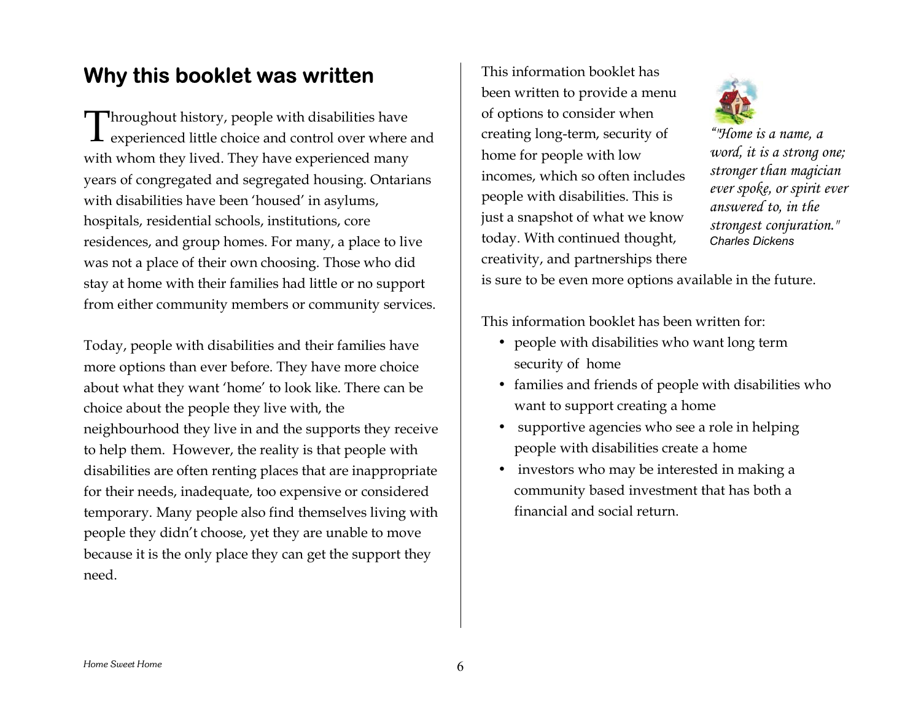## Why this booklet was written

Throughout history, people with disabilities have experienced little choice and control over where and with whom they lived. They have experienced many years of congregated and segregated housing. Ontarians with disabilities have been 'housed' in asylums, hospitals, residential schools, institutions, core residences, and group homes. For many, a place to live was not a place of their own choosing. Those who did stay at home with their families had little or no support from either community members or community services.

Today, people with disabilities and their families have more options than ever before. They have more choice about what they want 'home' to look like. There can be choice about the people they live with, the neighbourhood they live in and the supports they receive to help them. However, the reality is that people with disabilities are often renting places that are inappropriate for their needs, inadequate, too expensive or considered temporary. Many people also find themselves living with people they didn't choose, yet they are unable to move because it is the only place they can get the support they need.

This information booklet has been written to provide a menu of options to consider when creating long-term, security of home for people with low incomes, which so often includes people with disabilities. This is just a snapshot of what we know today. With continued thought, creativity, and partnerships there is sure to be even more options available in the future.

*"Home is a name, a word, it is a strong one; stronger than magician ever spoke, or spirit ever answered to, in the strongest conjuration."*
Charles Dickens

This information booklet has been written for:

- people with disabilities who want long term security of home
- families and friends of people with disabilities who want to support creating a home
- supportive agencies who see a role in helping people with disabilities create a home
- investors who may be interested in making a community based investment that has both a financial and social return.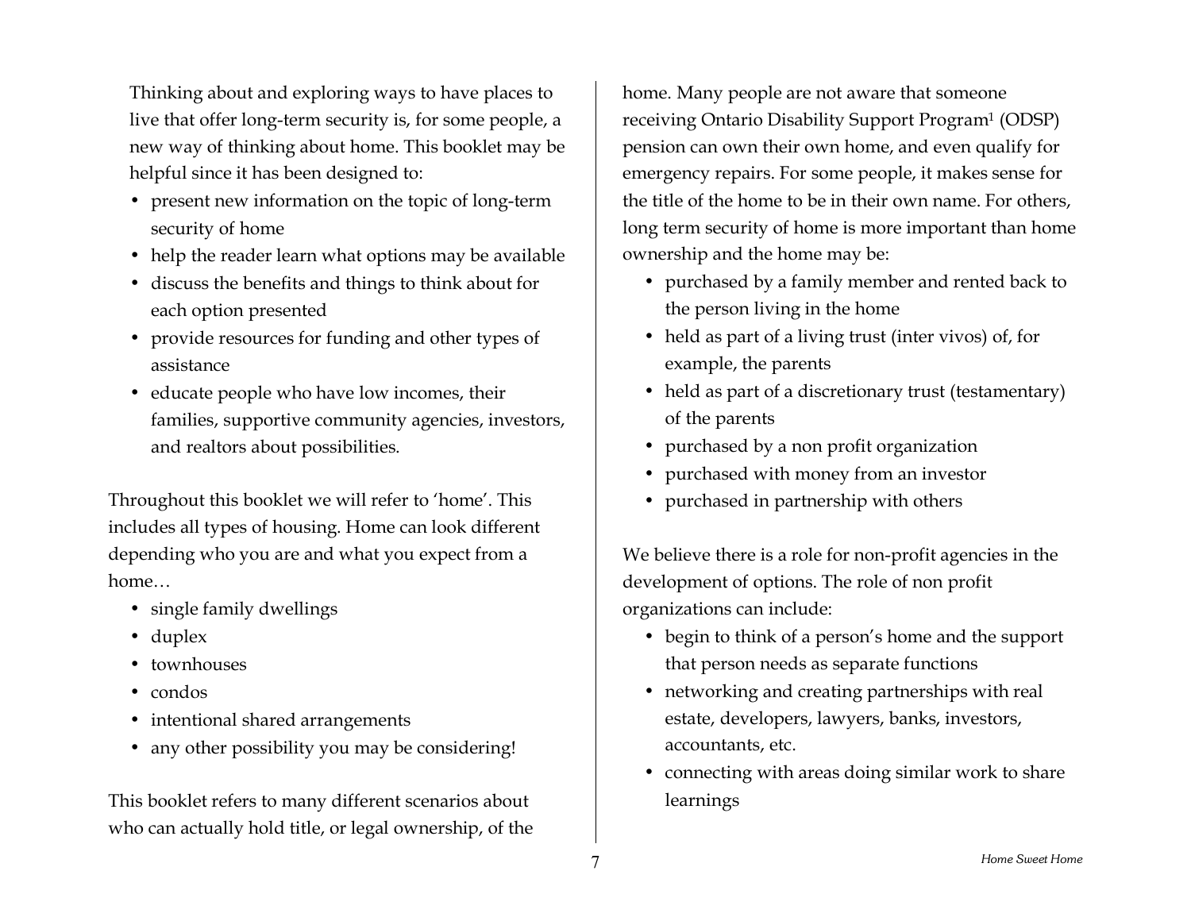Thinking about and exploring ways to have places to live that offer long-term security is, for some people, a new way of thinking about home. This booklet may be helpful since it has been designed to:

- present new information on the topic of long-term security of home
- help the reader learn what options may be available
- discuss the benefits and things to think about for each option presented
- provide resources for funding and other types of assistance
- educate people who have low incomes, their families, supportive community agencies, investors, and realtors about possibilities.

Throughout this booklet we will refer to 'home'. This includes all types of housing. Home can look different depending who you are and what you expect from a home…

- single family dwellings
- duplex
- townhouses
- condos
- intentional shared arrangements
- any other possibility you may be considering!

This booklet refers to many different scenarios about who can actually hold title, or legal ownership, of the home. Many people are not aware that someone receiving Ontario Disability Support Program[1] (ODSP) pension can own their own home, and even qualify for emergency repairs. For some people, it makes sense for the title of the home to be in their own name. For others, long term security of home is more important than home ownership and the home may be:

- purchased by a family member and rented back to the person living in the home
- held as part of a living trust (inter vivos) of, for example, the parents
- held as part of a discretionary trust (testamentary) of the parents
- purchased by a non profit organization
- purchased with money from an investor
- purchased in partnership with others

We believe there is a role for non-profit agencies in the development of options. The role of non profit organizations can include:

- begin to think of a person's home and the support that person needs as separate functions
- networking and creating partnerships with real estate, developers, lawyers, banks, investors, accountants, etc.
- connecting with areas doing similar work to share learnings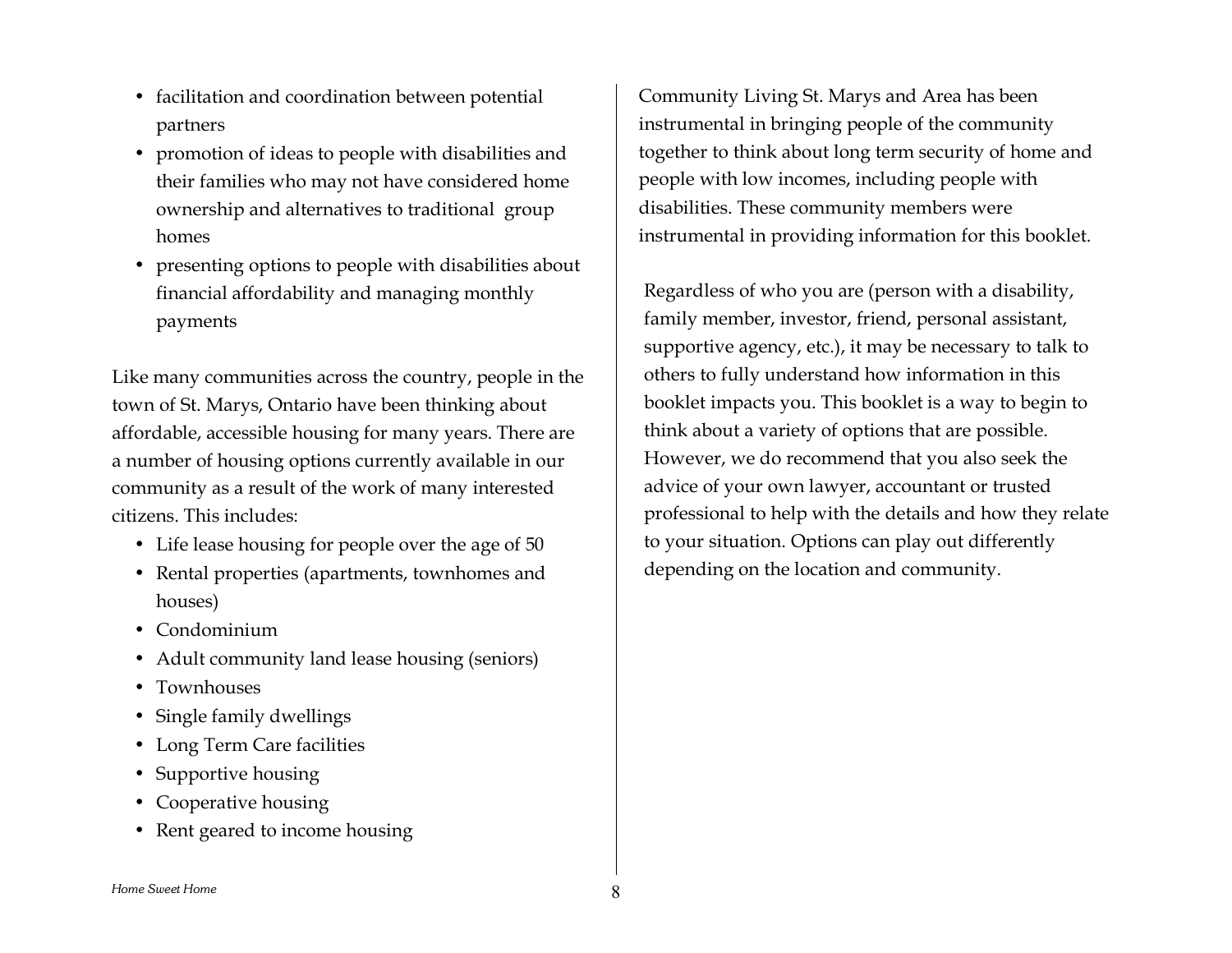- facilitation and coordination between potential partners
- promotion of ideas to people with disabilities and their families who may not have considered home ownership and alternatives to traditional group homes
- presenting options to people with disabilities about financial affordability and managing monthly payments

Like many communities across the country, people in the town of St. Marys, Ontario have been thinking about affordable, accessible housing for many years. There are a number of housing options currently available in our community as a result of the work of many interested citizens. This includes:

- Life lease housing for people over the age of 50
- Rental properties (apartments, townhomes and houses)
- Condominium
- Adult community land lease housing (seniors)
- Townhouses
- Single family dwellings
- Long Term Care facilities
- Supportive housing
- Cooperative housing
- Rent geared to income housing

Community Living St. Marys and Area has been instrumental in bringing people of the community together to think about long term security of home and people with low incomes, including people with disabilities. These community members were instrumental in providing information for this booklet.

Regardless of who you are (person with a disability, family member, investor, friend, personal assistant, supportive agency, etc.), it may be necessary to talk to others to fully understand how information in this booklet impacts you. This booklet is a way to begin to think about a variety of options that are possible. However, we do recommend that you also seek the advice of your own lawyer, accountant or trusted professional to help with the details and how they relate to your situation. Options can play out differently depending on the location and community.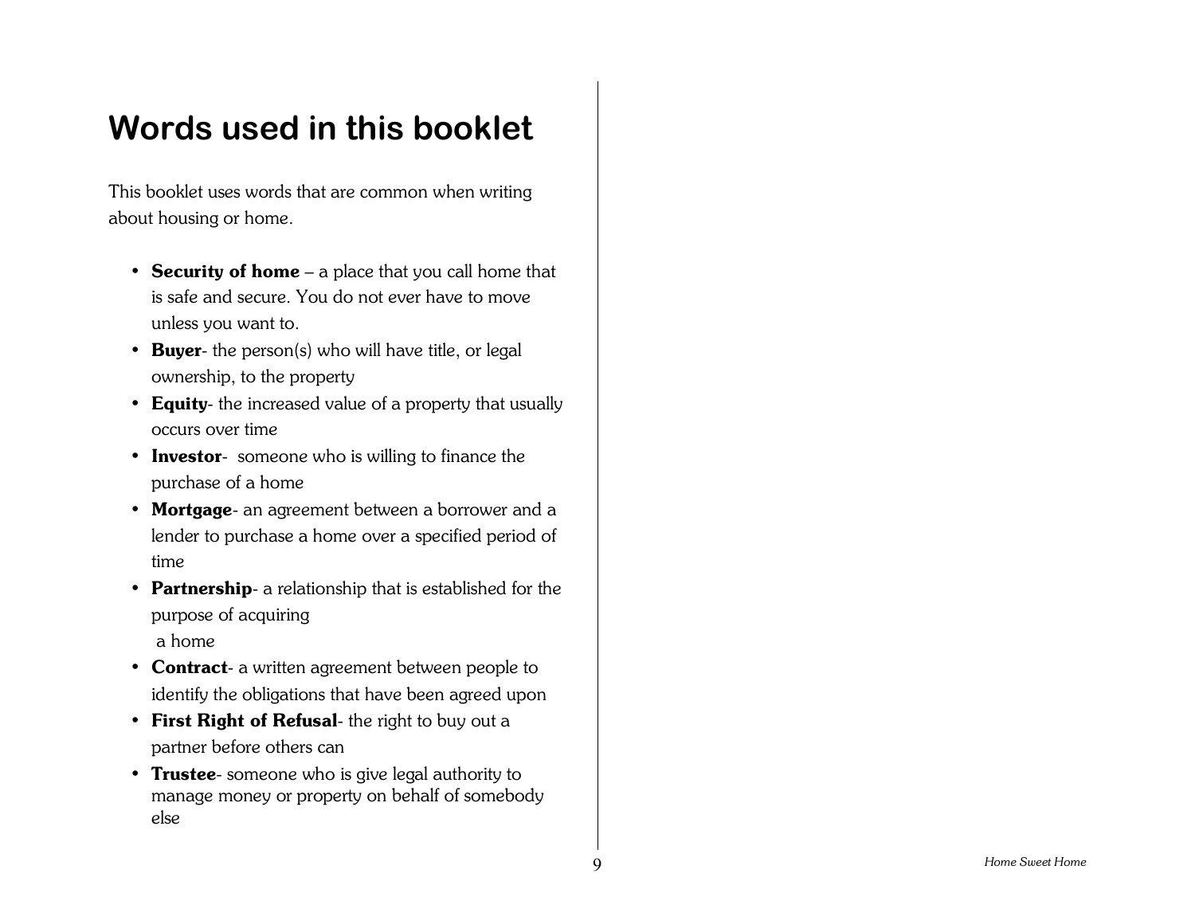# Words used in this booklet

This booklet uses words that are common when writing about housing or home.

- **Security of home** – a place that you call home that is safe and secure. You do not ever have to move unless you want to.
- **Buyer**- the person(s) who will have title, or legal ownership, to the property
- **Equity**- the increased value of a property that usually occurs over time
- **Investor**- someone who is willing to finance the purchase of a home
- **Mortgage**- an agreement between a borrower and a lender to purchase a home over a specified period of time
- **Partnership**- a relationship that is established for the purpose of acquiring a home
- **Contract**- a written agreement between people to identify the obligations that have been agreed upon
- **First Right of Refusal**- the right to buy out a partner before others can
- **Trustee**- someone who is give legal authority to manage money or property on behalf of somebody else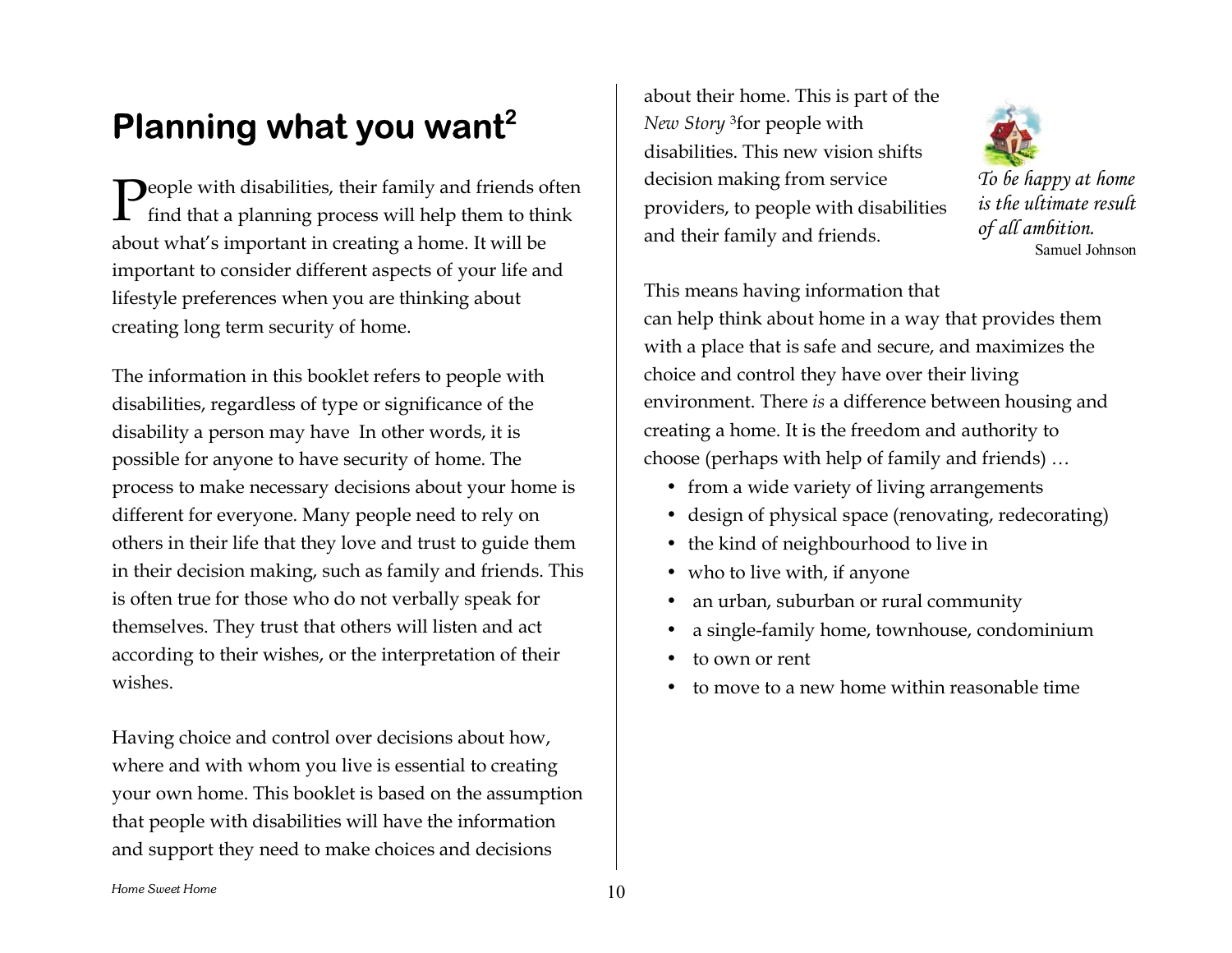# Planning what you want[2]

People with disabilities, their family and friends often find that a planning process will help them to think about what's important in creating a home. It will be important to consider different aspects of your life and lifestyle preferences when you are thinking about creating long term security of home.

The information in this booklet refers to people with disabilities, regardless of type or significance of the disability a person may have In other words, it is possible for anyone to have security of home. The process to make necessary decisions about your home is different for everyone. Many people need to rely on others in their life that they love and trust to guide them in their decision making, such as family and friends. This is often true for those who do not verbally speak for themselves. They trust that others will listen and act according to their wishes, or the interpretation of their wishes.

Having choice and control over decisions about how, where and with whom you live is essential to creating your own home. This booklet is based on the assumption that people with disabilities will have the information and support they need to make choices and decisions about their home. This is part of the *New Story* [3]for people with disabilities. This new vision shifts decision making from service providers, to people with disabilities and their family and friends.

*To be happy at home is the ultimate result of all ambition.*
Samuel Johnson

This means having information that can help think about home in a way that provides them with a place that is safe and secure, and maximizes the choice and control they have over their living environment. There *is* a difference between housing and creating a home. It is the freedom and authority to choose (perhaps with help of family and friends) …

- from a wide variety of living arrangements
- design of physical space (renovating, redecorating)
- the kind of neighbourhood to live in
- who to live with, if anyone
- an urban, suburban or rural community
- a single-family home, townhouse, condominium
- to own or rent
- to move to a new home within reasonable time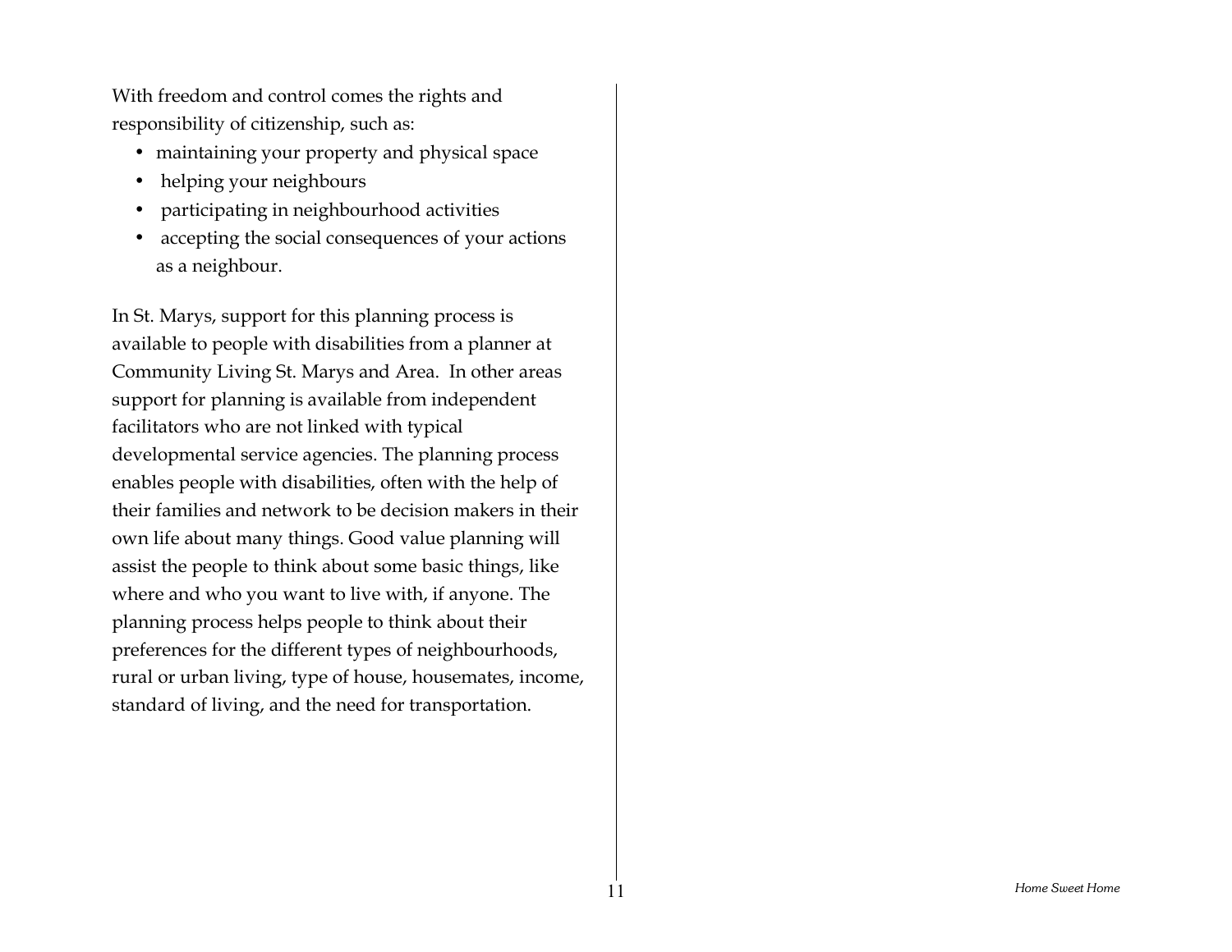With freedom and control comes the rights and responsibility of citizenship, such as:

- maintaining your property and physical space
- helping your neighbours
- participating in neighbourhood activities
- accepting the social consequences of your actions as a neighbour.

In St. Marys, support for this planning process is available to people with disabilities from a planner at Community Living St. Marys and Area.  In other areas support for planning is available from independent facilitators who are not linked with typical developmental service agencies. The planning process enables people with disabilities, often with the help of their families and network to be decision makers in their own life about many things. Good value planning will assist the people to think about some basic things, like where and who you want to live with, if anyone. The planning process helps people to think about their preferences for the different types of neighbourhoods, rural or urban living, type of house, housemates, income, standard of living, and the need for transportation.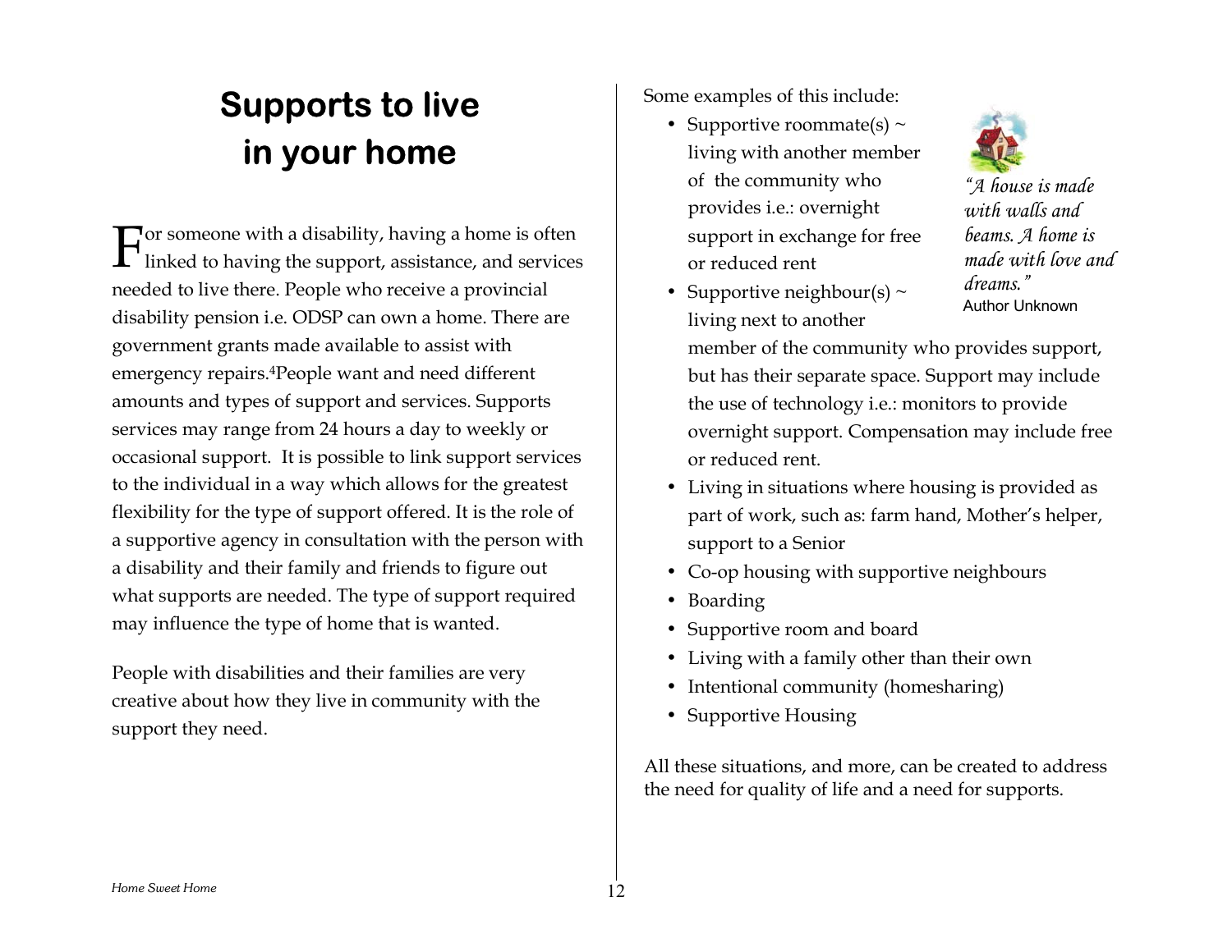# Supports to live in your home

For someone with a disability, having a home is often linked to having the support, assistance, and services needed to live there. People who receive a provincial disability pension i.e. ODSP can own a home. There are government grants made available to assist with emergency repairs.[4]People want and need different amounts and types of support and services. Supports services may range from 24 hours a day to weekly or occasional support. It is possible to link support services to the individual in a way which allows for the greatest flexibility for the type of support offered. It is the role of a supportive agency in consultation with the person with a disability and their family and friends to figure out what supports are needed. The type of support required may influence the type of home that is wanted.

People with disabilities and their families are very creative about how they live in community with the support they need.

Some examples of this include:

- Supportive roommate(s) ~ living with another member of the community who provides i.e.: overnight support in exchange for free or reduced rent
- Supportive neighbour(s) ~ living next to another member of the community who provides support, but has their separate space. Support may include the use of technology i.e.: monitors to provide overnight support. Compensation may include free or reduced rent.
- Living in situations where housing is provided as part of work, such as: farm hand, Mother's helper, support to a Senior
- Co-op housing with supportive neighbours
- Boarding
- Supportive room and board
- Living with a family other than their own
- Intentional community (homesharing)
- Supportive Housing

*"A house is made with walls and beams. A home is made with love and dreams."*
Author Unknown

All these situations, and more, can be created to address the need for quality of life and a need for supports.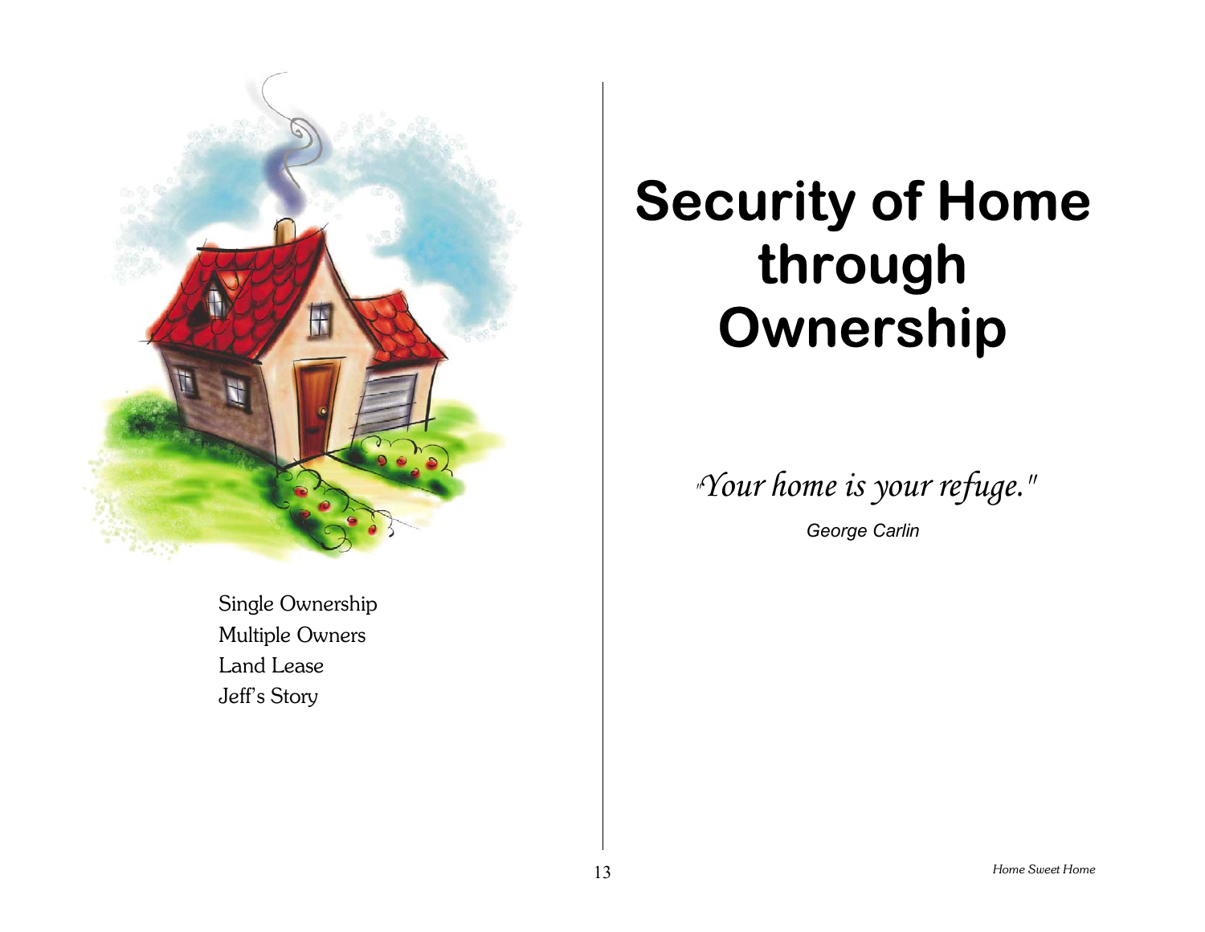Single Ownership
Multiple Owners
Land Lease
Jeff's Story

# Security of Home through Ownership

*"Your home is your refuge."*

*George Carlin*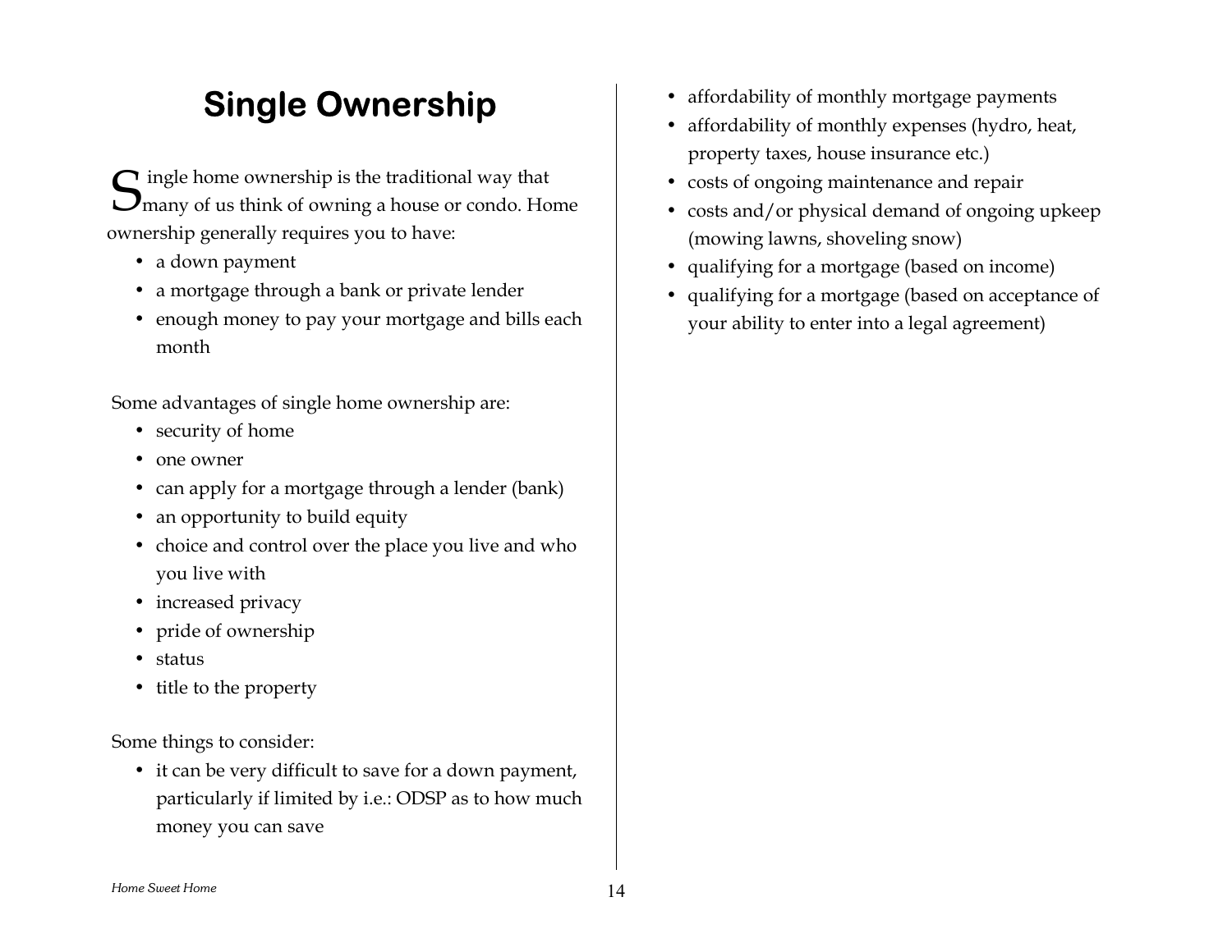# Single Ownership

Single home ownership is the traditional way that many of us think of owning a house or condo. Home ownership generally requires you to have:

- a down payment
- a mortgage through a bank or private lender
- enough money to pay your mortgage and bills each month

Some advantages of single home ownership are:

- security of home
- one owner
- can apply for a mortgage through a lender (bank)
- an opportunity to build equity
- choice and control over the place you live and who you live with
- increased privacy
- pride of ownership
- status
- title to the property

Some things to consider:

- it can be very difficult to save for a down payment, particularly if limited by i.e.: ODSP as to how much money you can save
- affordability of monthly mortgage payments
- affordability of monthly expenses (hydro, heat, property taxes, house insurance etc.)
- costs of ongoing maintenance and repair
- costs and/or physical demand of ongoing upkeep (mowing lawns, shoveling snow)
- qualifying for a mortgage (based on income)
- qualifying for a mortgage (based on acceptance of your ability to enter into a legal agreement)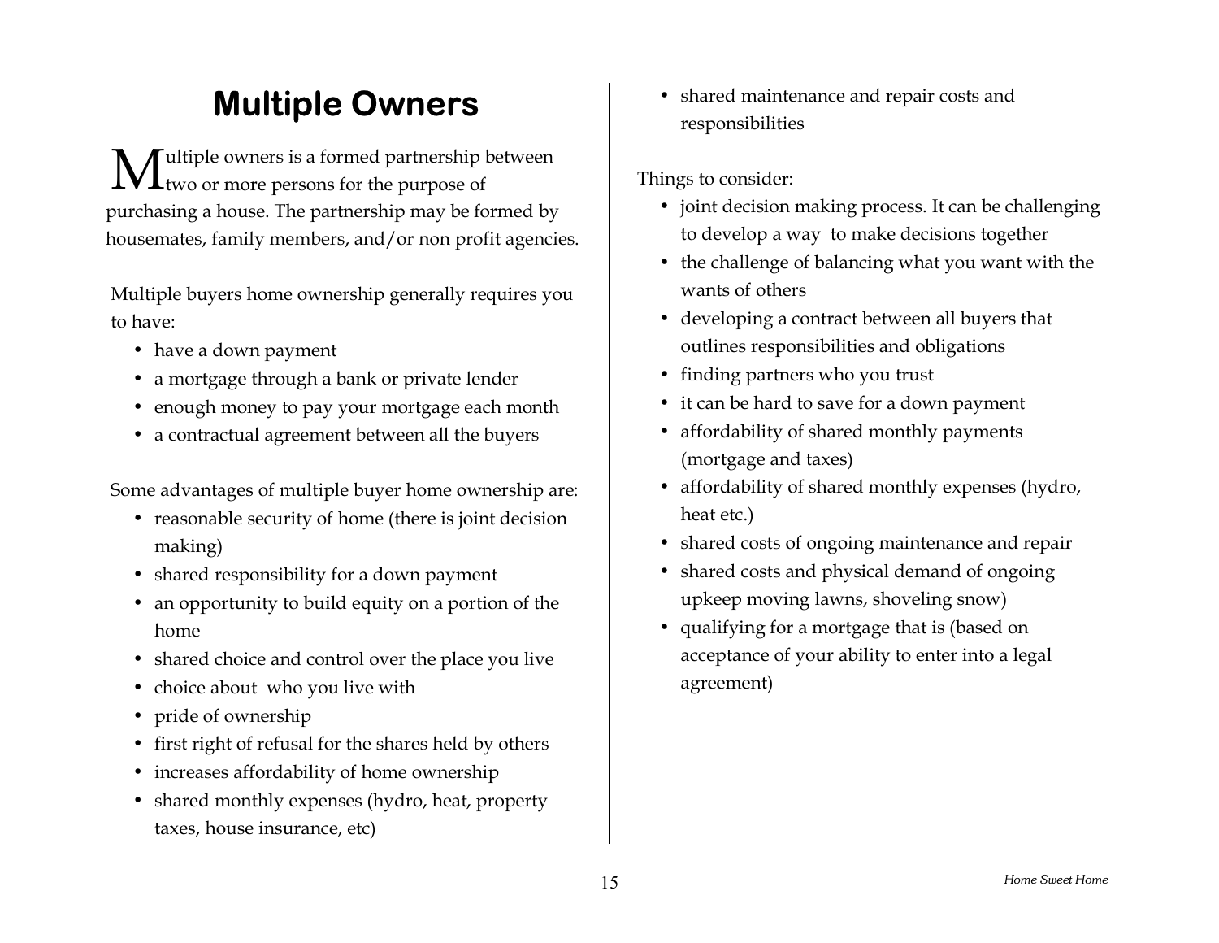# Multiple Owners

Multiple owners is a formed partnership between two or more persons for the purpose of purchasing a house. The partnership may be formed by housemates, family members, and/or non profit agencies.

Multiple buyers home ownership generally requires you to have:

- have a down payment
- a mortgage through a bank or private lender
- enough money to pay your mortgage each month
- a contractual agreement between all the buyers

Some advantages of multiple buyer home ownership are:

- reasonable security of home (there is joint decision making)
- shared responsibility for a down payment
- an opportunity to build equity on a portion of the home
- shared choice and control over the place you live
- choice about who you live with
- pride of ownership
- first right of refusal for the shares held by others
- increases affordability of home ownership
- shared monthly expenses (hydro, heat, property taxes, house insurance, etc)
- shared maintenance and repair costs and responsibilities

Things to consider:

- joint decision making process. It can be challenging to develop a way to make decisions together
- the challenge of balancing what you want with the wants of others
- developing a contract between all buyers that outlines responsibilities and obligations
- finding partners who you trust
- it can be hard to save for a down payment
- affordability of shared monthly payments (mortgage and taxes)
- affordability of shared monthly expenses (hydro, heat etc.)
- shared costs of ongoing maintenance and repair
- shared costs and physical demand of ongoing upkeep moving lawns, shoveling snow)
- qualifying for a mortgage that is (based on acceptance of your ability to enter into a legal agreement)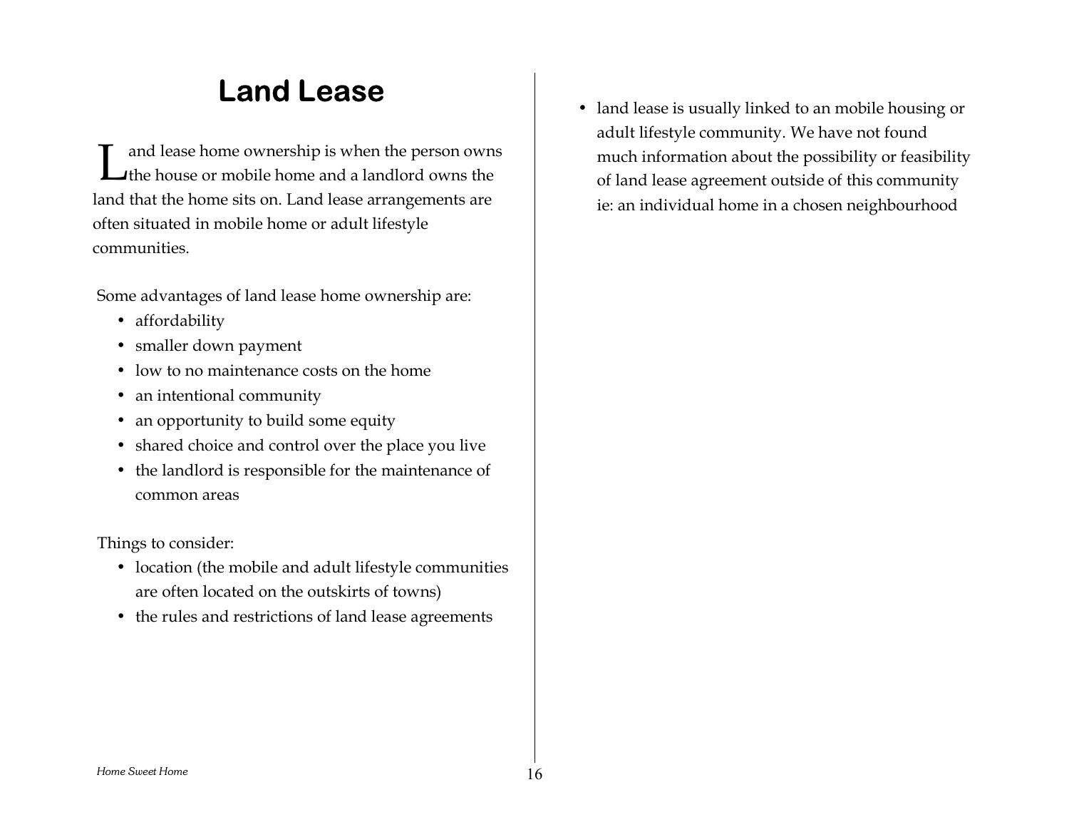# Land Lease

Land lease home ownership is when the person owns the house or mobile home and a landlord owns the land that the home sits on. Land lease arrangements are often situated in mobile home or adult lifestyle communities.

Some advantages of land lease home ownership are:

- affordability
- smaller down payment
- low to no maintenance costs on the home
- an intentional community
- an opportunity to build some equity
- shared choice and control over the place you live
- the landlord is responsible for the maintenance of common areas

Things to consider:

- location (the mobile and adult lifestyle communities are often located on the outskirts of towns)
- the rules and restrictions of land lease agreements
- land lease is usually linked to an mobile housing or adult lifestyle community. We have not found much information about the possibility or feasibility of land lease agreement outside of this community ie: an individual home in a chosen neighbourhood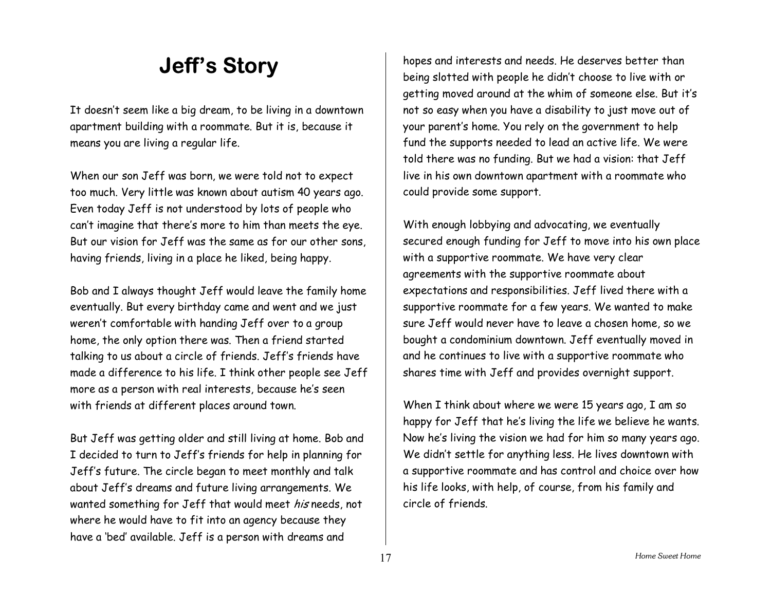# Jeff's Story

It doesn't seem like a big dream, to be living in a downtown apartment building with a roommate. But it is, because it means you are living a regular life.

When our son Jeff was born, we were told not to expect too much. Very little was known about autism 40 years ago. Even today Jeff is not understood by lots of people who can't imagine that there's more to him than meets the eye. But our vision for Jeff was the same as for our other sons, having friends, living in a place he liked, being happy.

Bob and I always thought Jeff would leave the family home eventually. But every birthday came and went and we just weren't comfortable with handing Jeff over to a group home, the only option there was. Then a friend started talking to us about a circle of friends. Jeff's friends have made a difference to his life. I think other people see Jeff more as a person with real interests, because he's seen with friends at different places around town.

But Jeff was getting older and still living at home. Bob and I decided to turn to Jeff's friends for help in planning for Jeff's future. The circle began to meet monthly and talk about Jeff's dreams and future living arrangements. We wanted something for Jeff that would meet *his* needs, not where he would have to fit into an agency because they have a 'bed' available. Jeff is a person with dreams and hopes and interests and needs. He deserves better than being slotted with people he didn't choose to live with or getting moved around at the whim of someone else. But it's not so easy when you have a disability to just move out of your parent's home. You rely on the government to help fund the supports needed to lead an active life. We were told there was no funding. But we had a vision: that Jeff live in his own downtown apartment with a roommate who could provide some support.

With enough lobbying and advocating, we eventually secured enough funding for Jeff to move into his own place with a supportive roommate. We have very clear agreements with the supportive roommate about expectations and responsibilities. Jeff lived there with a supportive roommate for a few years. We wanted to make sure Jeff would never have to leave a chosen home, so we bought a condominium downtown. Jeff eventually moved in and he continues to live with a supportive roommate who shares time with Jeff and provides overnight support.

When I think about where we were 15 years ago, I am so happy for Jeff that he's living the life we believe he wants. Now he's living the vision we had for him so many years ago. We didn't settle for anything less. He lives downtown with a supportive roommate and has control and choice over how his life looks, with help, of course, from his family and circle of friends.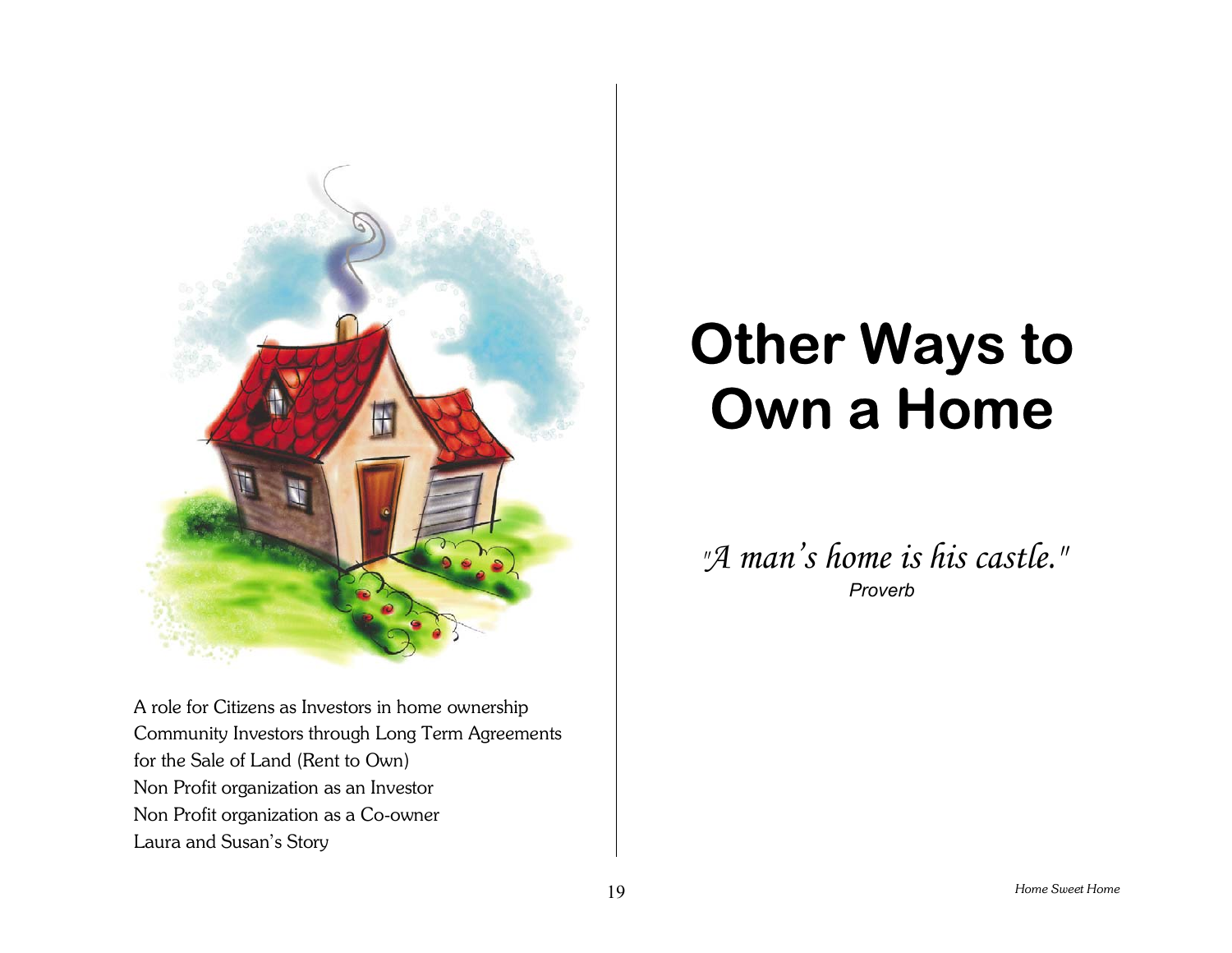A role for Citizens as Investors in home ownership
Community Investors through Long Term Agreements for the Sale of Land (Rent to Own)
Non Profit organization as an Investor
Non Profit organization as a Co-owner
Laura and Susan's Story

# Other Ways to Own a Home

*"A man's home is his castle."*
*Proverb*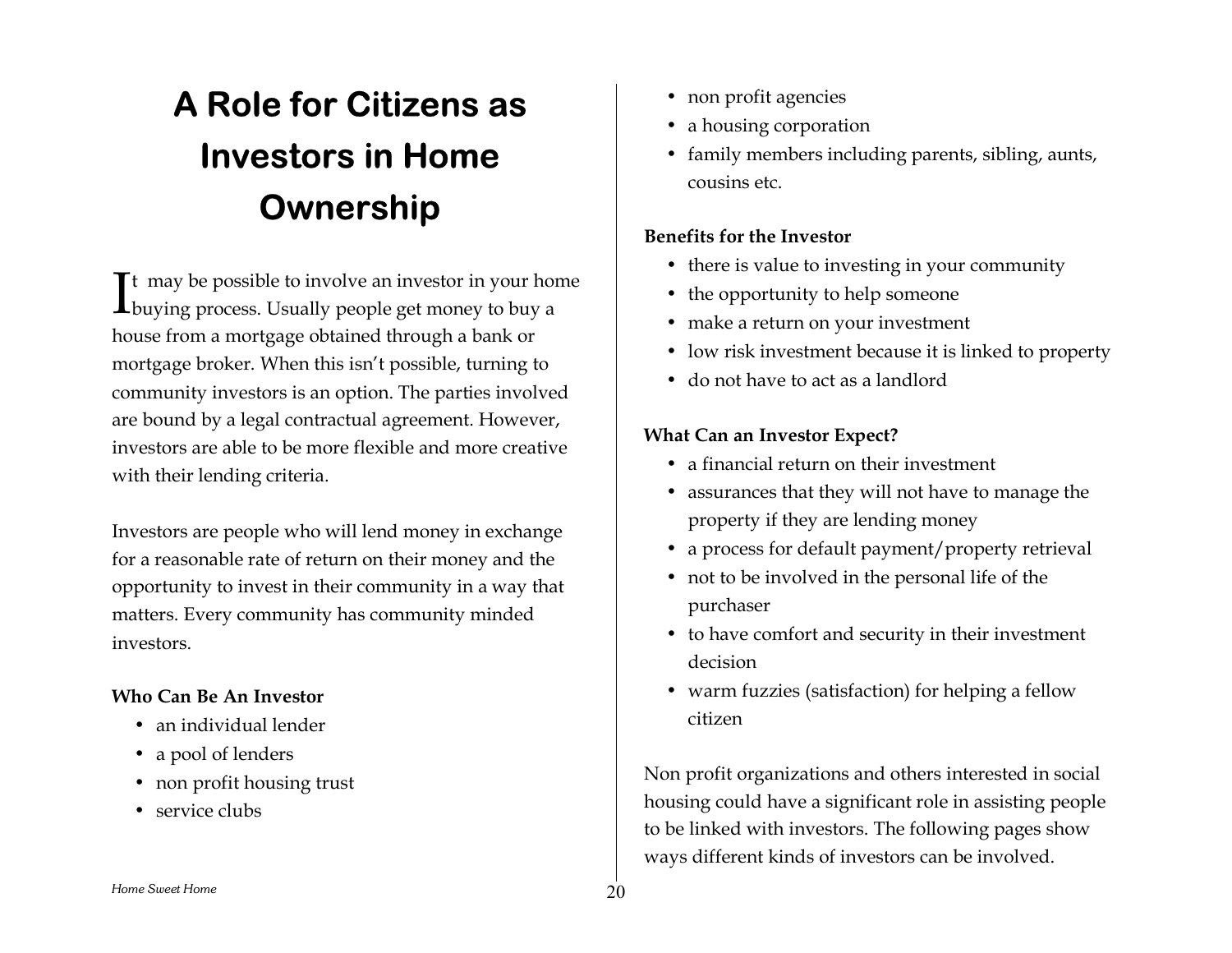# A Role for Citizens as Investors in Home Ownership

It may be possible to involve an investor in your home buying process. Usually people get money to buy a house from a mortgage obtained through a bank or mortgage broker. When this isn't possible, turning to community investors is an option. The parties involved are bound by a legal contractual agreement. However, investors are able to be more flexible and more creative with their lending criteria.

Investors are people who will lend money in exchange for a reasonable rate of return on their money and the opportunity to invest in their community in a way that matters. Every community has community minded investors.

**Who Can Be An Investor**

- an individual lender
- a pool of lenders
- non profit housing trust
- service clubs
- non profit agencies
- a housing corporation
- family members including parents, sibling, aunts, cousins etc.

**Benefits for the Investor**

- there is value to investing in your community
- the opportunity to help someone
- make a return on your investment
- low risk investment because it is linked to property
- do not have to act as a landlord

**What Can an Investor Expect?**

- a financial return on their investment
- assurances that they will not have to manage the property if they are lending money
- a process for default payment/property retrieval
- not to be involved in the personal life of the purchaser
- to have comfort and security in their investment decision
- warm fuzzies (satisfaction) for helping a fellow citizen

Non profit organizations and others interested in social housing could have a significant role in assisting people to be linked with investors. The following pages show ways different kinds of investors can be involved.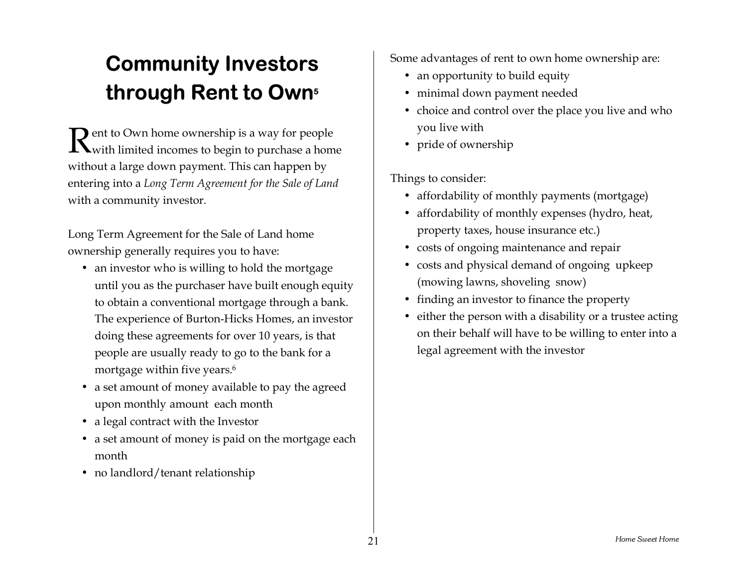# Community Investors through Rent to Own[5]

Rent to Own home ownership is a way for people with limited incomes to begin to purchase a home without a large down payment. This can happen by entering into a *Long Term Agreement for the Sale of Land* with a community investor.

Long Term Agreement for the Sale of Land home ownership generally requires you to have:

- an investor who is willing to hold the mortgage until you as the purchaser have built enough equity to obtain a conventional mortgage through a bank. The experience of Burton-Hicks Homes, an investor doing these agreements for over 10 years, is that people are usually ready to go to the bank for a mortgage within five years.[6]
- a set amount of money available to pay the agreed upon monthly amount each month
- a legal contract with the Investor
- a set amount of money is paid on the mortgage each month
- no landlord/tenant relationship

Some advantages of rent to own home ownership are:

- an opportunity to build equity
- minimal down payment needed
- choice and control over the place you live and who you live with
- pride of ownership

Things to consider:

- affordability of monthly payments (mortgage)
- affordability of monthly expenses (hydro, heat, property taxes, house insurance etc.)
- costs of ongoing maintenance and repair
- costs and physical demand of ongoing upkeep (mowing lawns, shoveling snow)
- finding an investor to finance the property
- either the person with a disability or a trustee acting on their behalf will have to be willing to enter into a legal agreement with the investor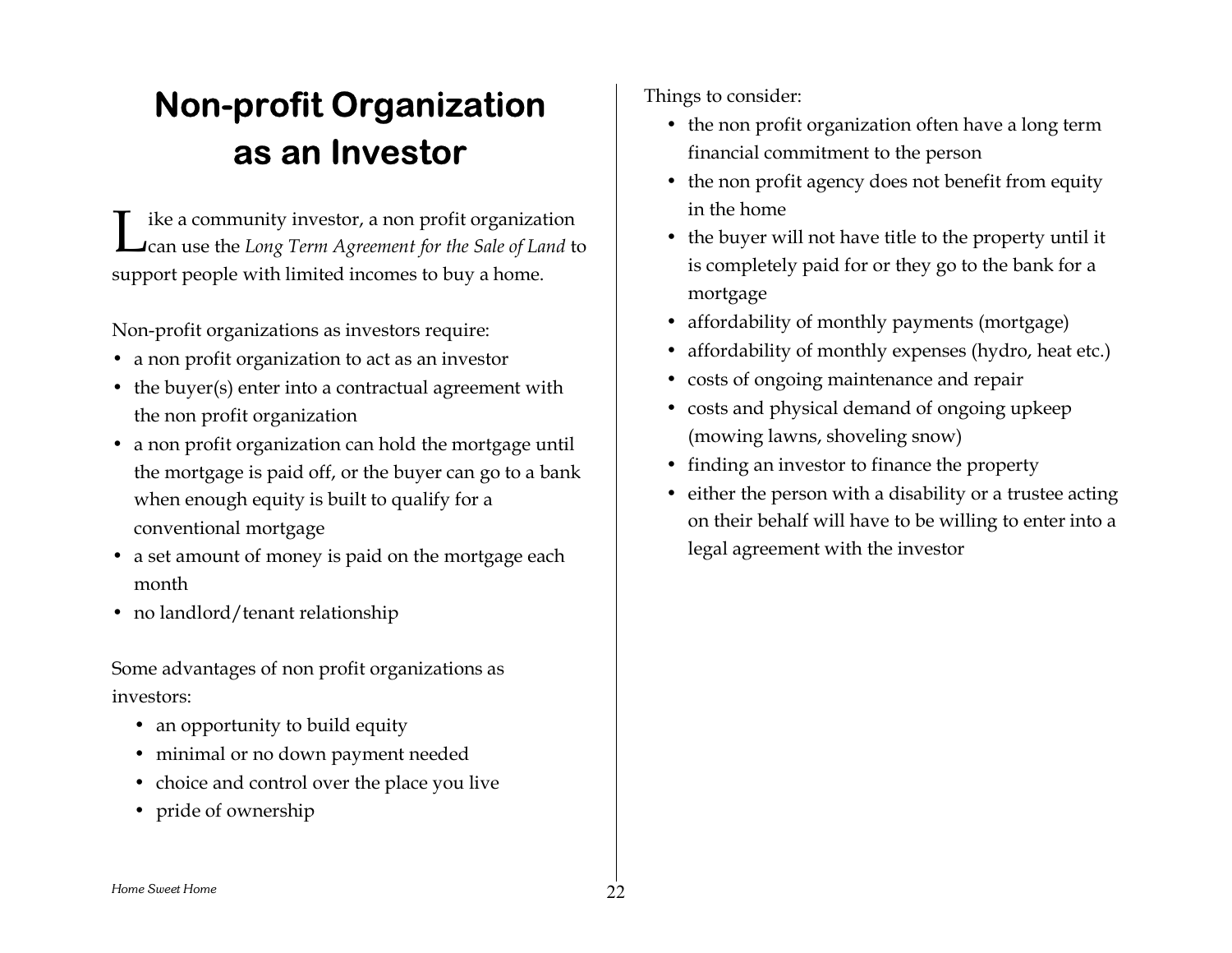# Non-profit Organization as an Investor

Like a community investor, a non profit organization can use the *Long Term Agreement for the Sale of Land* to support people with limited incomes to buy a home.

Non-profit organizations as investors require:

- a non profit organization to act as an investor
- the buyer(s) enter into a contractual agreement with the non profit organization
- a non profit organization can hold the mortgage until the mortgage is paid off, or the buyer can go to a bank when enough equity is built to qualify for a conventional mortgage
- a set amount of money is paid on the mortgage each month
- no landlord/tenant relationship

Some advantages of non profit organizations as investors:

- an opportunity to build equity
- minimal or no down payment needed
- choice and control over the place you live
- pride of ownership

Things to consider:

- the non profit organization often have a long term financial commitment to the person
- the non profit agency does not benefit from equity in the home
- the buyer will not have title to the property until it is completely paid for or they go to the bank for a mortgage
- affordability of monthly payments (mortgage)
- affordability of monthly expenses (hydro, heat etc.)
- costs of ongoing maintenance and repair
- costs and physical demand of ongoing upkeep (mowing lawns, shoveling snow)
- finding an investor to finance the property
- either the person with a disability or a trustee acting on their behalf will have to be willing to enter into a legal agreement with the investor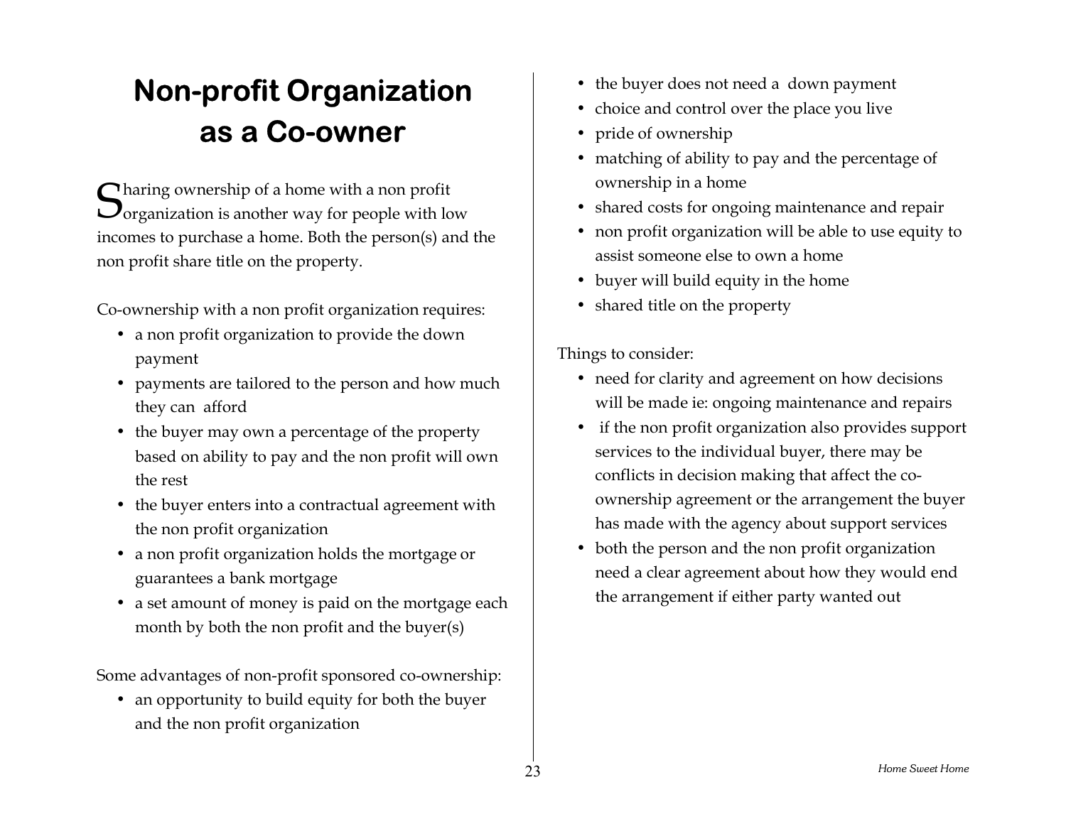# Non-profit Organization as a Co-owner

Sharing ownership of a home with a non profit organization is another way for people with low incomes to purchase a home. Both the person(s) and the non profit share title on the property.

Co-ownership with a non profit organization requires:

- a non profit organization to provide the down payment
- payments are tailored to the person and how much they can afford
- the buyer may own a percentage of the property based on ability to pay and the non profit will own the rest
- the buyer enters into a contractual agreement with the non profit organization
- a non profit organization holds the mortgage or guarantees a bank mortgage
- a set amount of money is paid on the mortgage each month by both the non profit and the buyer(s)

Some advantages of non-profit sponsored co-ownership:

- an opportunity to build equity for both the buyer and the non profit organization
- the buyer does not need a down payment
- choice and control over the place you live
- pride of ownership
- matching of ability to pay and the percentage of ownership in a home
- shared costs for ongoing maintenance and repair
- non profit organization will be able to use equity to assist someone else to own a home
- buyer will build equity in the home
- shared title on the property

Things to consider:

- need for clarity and agreement on how decisions will be made ie: ongoing maintenance and repairs
- if the non profit organization also provides support services to the individual buyer, there may be conflicts in decision making that affect the co-ownership agreement or the arrangement the buyer has made with the agency about support services
- both the person and the non profit organization need a clear agreement about how they would end the arrangement if either party wanted out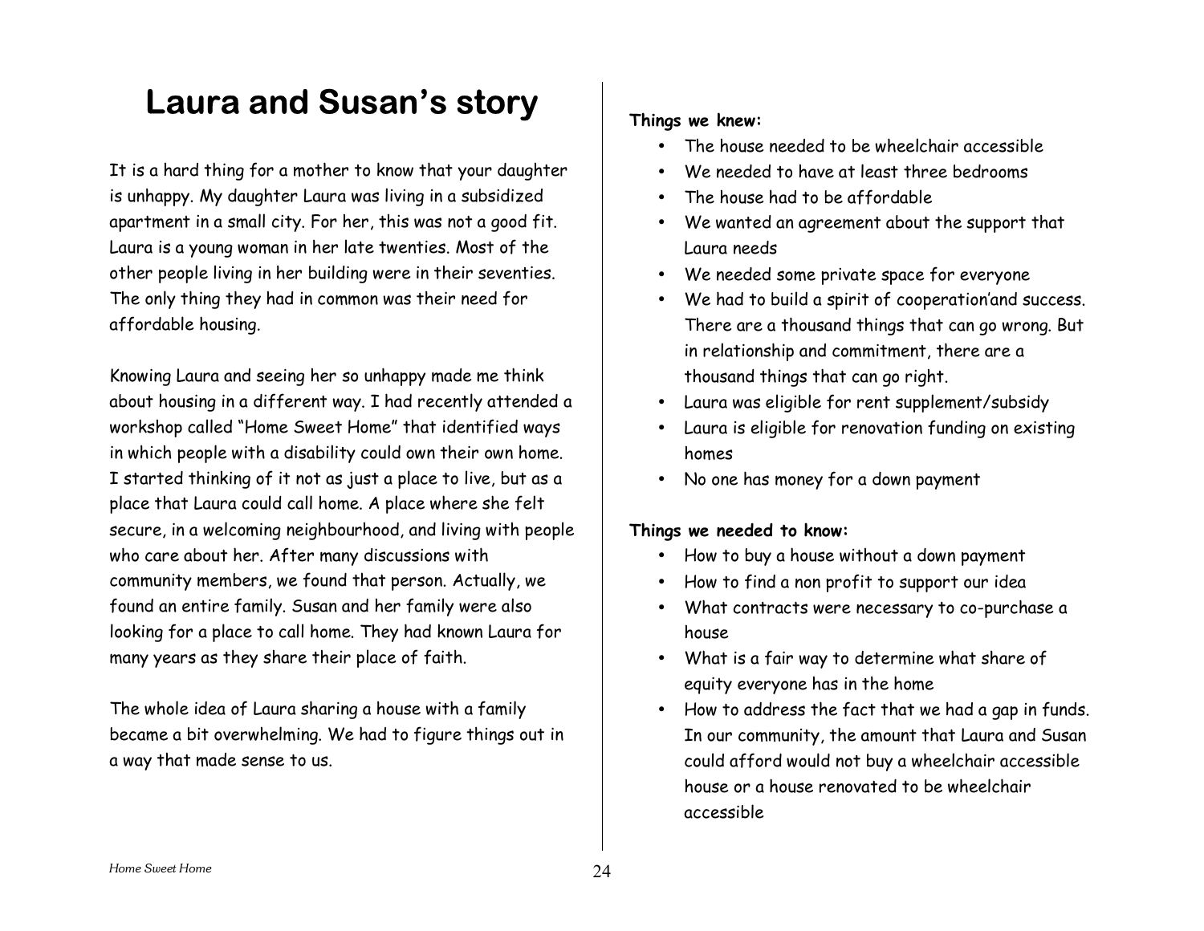# Laura and Susan's story

It is a hard thing for a mother to know that your daughter is unhappy. My daughter Laura was living in a subsidized apartment in a small city. For her, this was not a good fit. Laura is a young woman in her late twenties. Most of the other people living in her building were in their seventies. The only thing they had in common was their need for affordable housing.

Knowing Laura and seeing her so unhappy made me think about housing in a different way. I had recently attended a workshop called "Home Sweet Home" that identified ways in which people with a disability could own their own home. I started thinking of it not as just a place to live, but as a place that Laura could call home. A place where she felt secure, in a welcoming neighbourhood, and living with people who care about her. After many discussions with community members, we found that person. Actually, we found an entire family. Susan and her family were also looking for a place to call home. They had known Laura for many years as they share their place of faith.

The whole idea of Laura sharing a house with a family became a bit overwhelming. We had to figure things out in a way that made sense to us.

**Things we knew:**

- The house needed to be wheelchair accessible
- We needed to have at least three bedrooms
- The house had to be affordable
- We wanted an agreement about the support that Laura needs
- We needed some private space for everyone
- We had to build a spirit of cooperation'and success. There are a thousand things that can go wrong. But in relationship and commitment, there are a thousand things that can go right.
- Laura was eligible for rent supplement/subsidy
- Laura is eligible for renovation funding on existing homes
- No one has money for a down payment

**Things we needed to know:**

- How to buy a house without a down payment
- How to find a non profit to support our idea
- What contracts were necessary to co-purchase a house
- What is a fair way to determine what share of equity everyone has in the home
- How to address the fact that we had a gap in funds. In our community, the amount that Laura and Susan could afford would not buy a wheelchair accessible house or a house renovated to be wheelchair accessible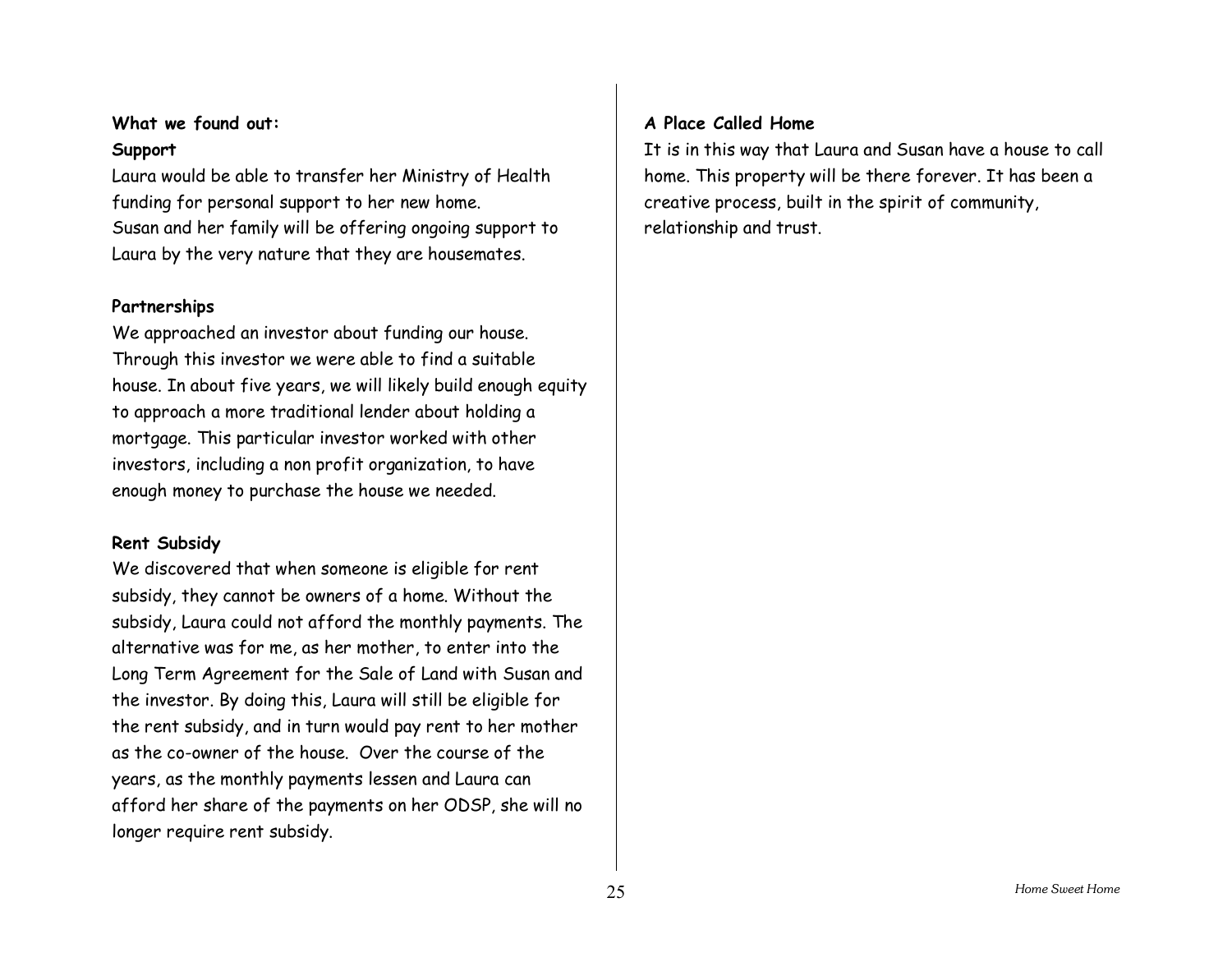**What we found out:**

**Support**

Laura would be able to transfer her Ministry of Health funding for personal support to her new home.
Susan and her family will be offering ongoing support to Laura by the very nature that they are housemates.

**Partnerships**

We approached an investor about funding our house. Through this investor we were able to find a suitable house. In about five years, we will likely build enough equity to approach a more traditional lender about holding a mortgage. This particular investor worked with other investors, including a non profit organization, to have enough money to purchase the house we needed.

**Rent Subsidy**

We discovered that when someone is eligible for rent subsidy, they cannot be owners of a home. Without the subsidy, Laura could not afford the monthly payments. The alternative was for me, as her mother, to enter into the Long Term Agreement for the Sale of Land with Susan and the investor. By doing this, Laura will still be eligible for the rent subsidy, and in turn would pay rent to her mother as the co-owner of the house. Over the course of the years, as the monthly payments lessen and Laura can afford her share of the payments on her ODSP, she will no longer require rent subsidy.

**A Place Called Home**

It is in this way that Laura and Susan have a house to call home. This property will be there forever. It has been a creative process, built in the spirit of community, relationship and trust.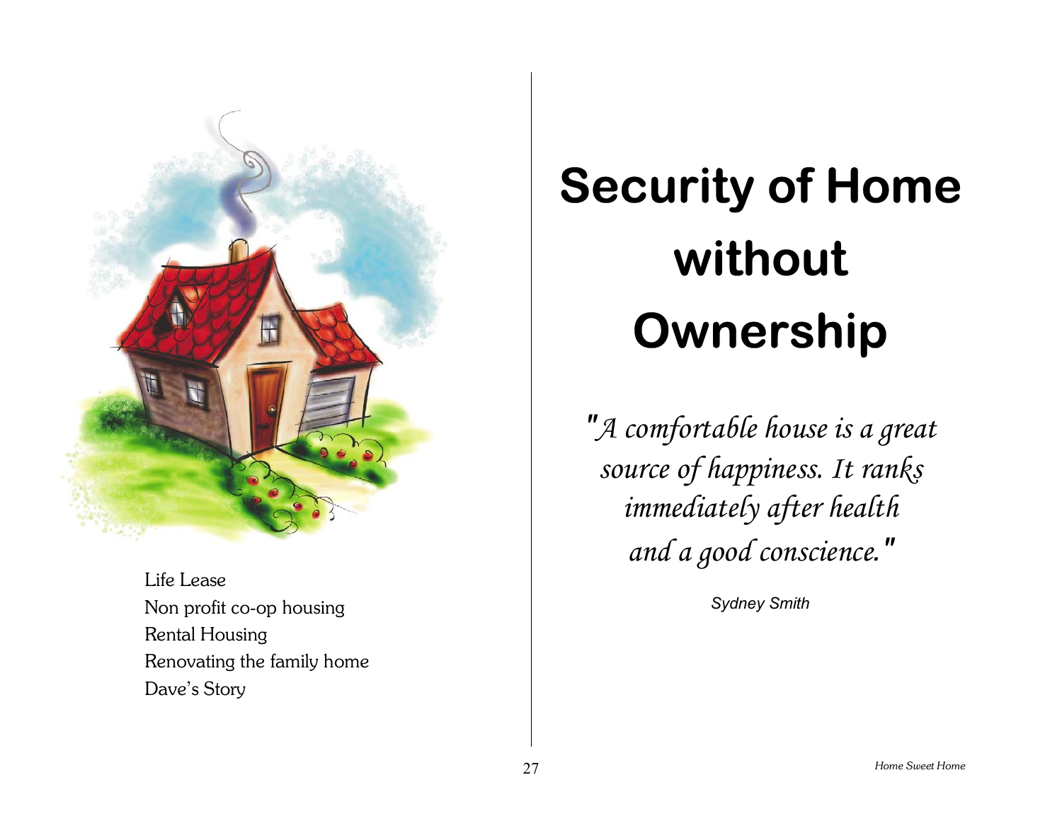Life Lease
Non profit co-op housing
Rental Housing
Renovating the family home
Dave's Story

# Security of Home without Ownership

*"A comfortable house is a great source of happiness. It ranks immediately after health and a good conscience."*

*Sydney Smith*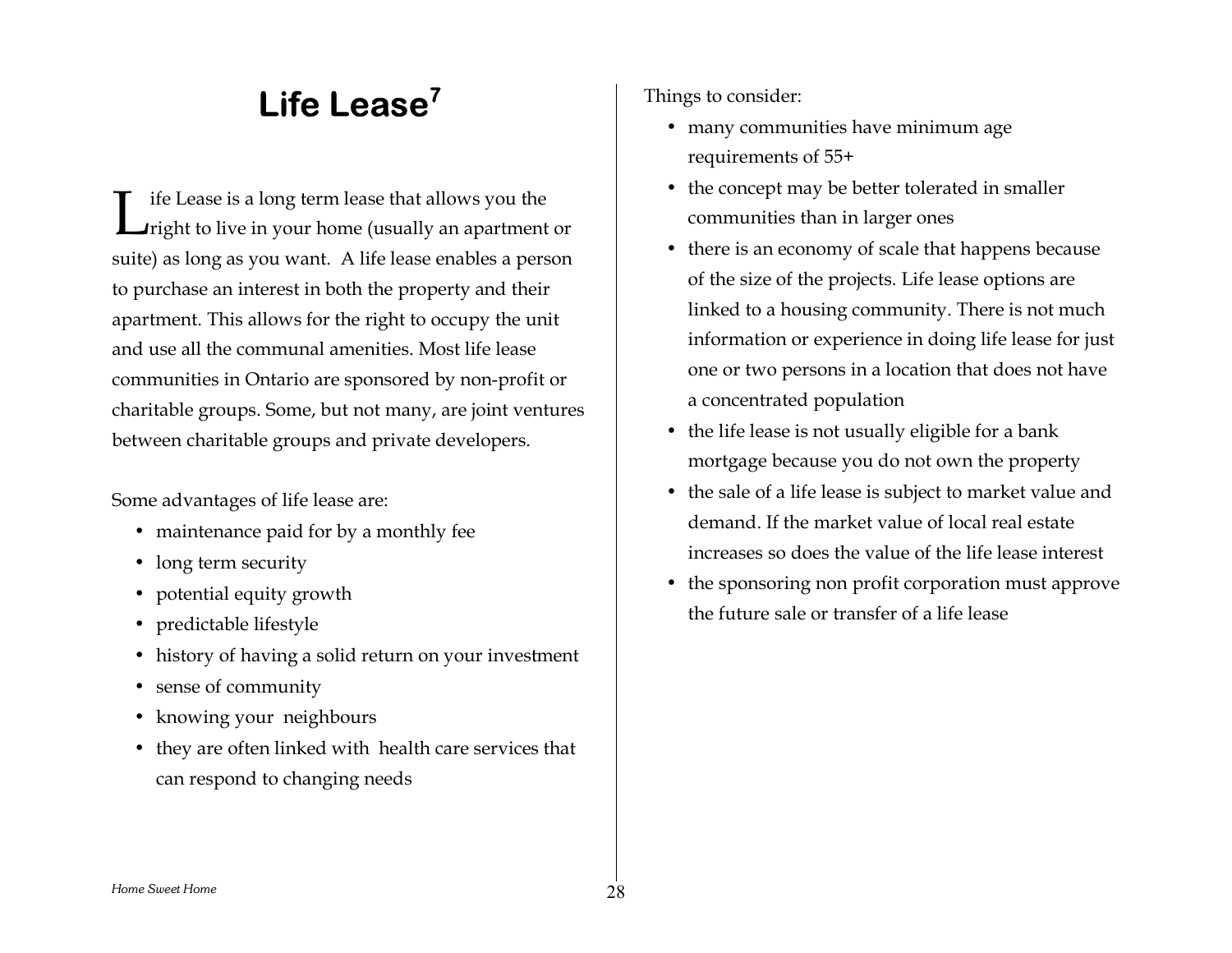# Life Lease[7]

Life Lease is a long term lease that allows you the right to live in your home (usually an apartment or suite) as long as you want. A life lease enables a person to purchase an interest in both the property and their apartment. This allows for the right to occupy the unit and use all the communal amenities. Most life lease communities in Ontario are sponsored by non-profit or charitable groups. Some, but not many, are joint ventures between charitable groups and private developers.

Some advantages of life lease are:

- maintenance paid for by a monthly fee
- long term security
- potential equity growth
- predictable lifestyle
- history of having a solid return on your investment
- sense of community
- knowing your neighbours
- they are often linked with health care services that can respond to changing needs

Things to consider:

- many communities have minimum age requirements of 55+
- the concept may be better tolerated in smaller communities than in larger ones
- there is an economy of scale that happens because of the size of the projects. Life lease options are linked to a housing community. There is not much information or experience in doing life lease for just one or two persons in a location that does not have a concentrated population
- the life lease is not usually eligible for a bank mortgage because you do not own the property
- the sale of a life lease is subject to market value and demand. If the market value of local real estate increases so does the value of the life lease interest
- the sponsoring non profit corporation must approve the future sale or transfer of a life lease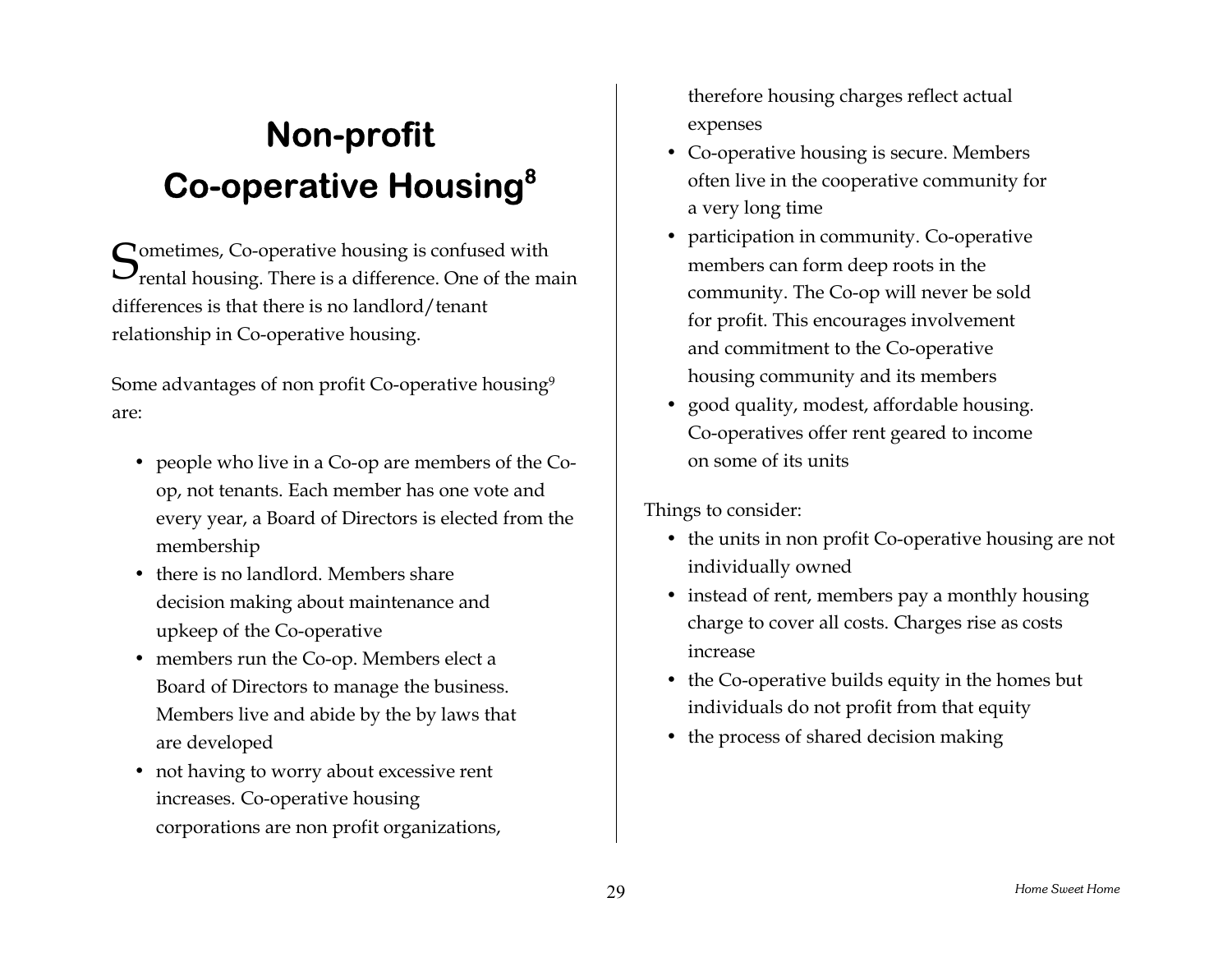# Non-profit Co-operative Housing[8]

Sometimes, Co-operative housing is confused with rental housing. There is a difference. One of the main differences is that there is no landlord/tenant relationship in Co-operative housing.

Some advantages of non profit Co-operative housing[9] are:

- people who live in a Co-op are members of the Co-op, not tenants. Each member has one vote and every year, a Board of Directors is elected from the membership
- there is no landlord. Members share decision making about maintenance and upkeep of the Co-operative
- members run the Co-op. Members elect a Board of Directors to manage the business. Members live and abide by the by laws that are developed
- not having to worry about excessive rent increases. Co-operative housing corporations are non profit organizations, therefore housing charges reflect actual expenses
- Co-operative housing is secure. Members often live in the cooperative community for a very long time
- participation in community. Co-operative members can form deep roots in the community. The Co-op will never be sold for profit. This encourages involvement and commitment to the Co-operative housing community and its members
- good quality, modest, affordable housing. Co-operatives offer rent geared to income on some of its units

Things to consider:

- the units in non profit Co-operative housing are not individually owned
- instead of rent, members pay a monthly housing charge to cover all costs. Charges rise as costs increase
- the Co-operative builds equity in the homes but individuals do not profit from that equity
- the process of shared decision making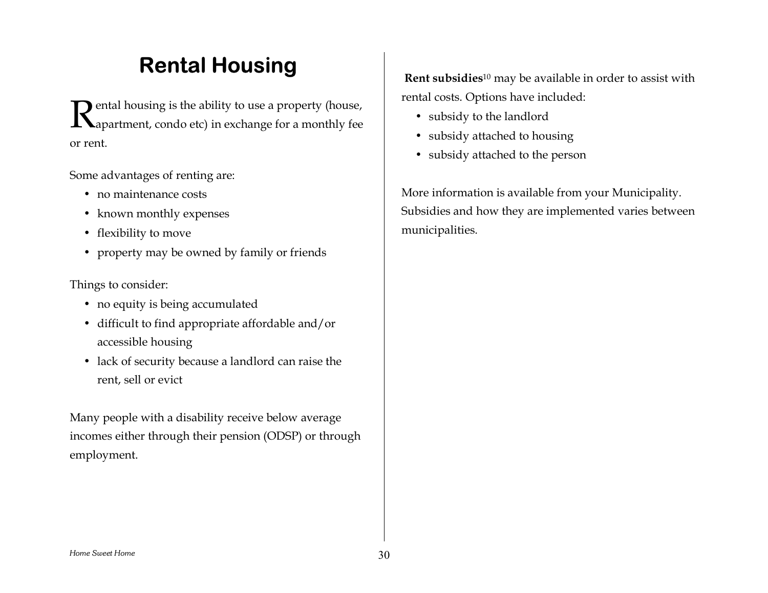# Rental Housing

Rental housing is the ability to use a property (house, apartment, condo etc) in exchange for a monthly fee or rent.

Some advantages of renting are:

- no maintenance costs
- known monthly expenses
- flexibility to move
- property may be owned by family or friends

Things to consider:

- no equity is being accumulated
- difficult to find appropriate affordable and/or accessible housing
- lack of security because a landlord can raise the rent, sell or evict

Many people with a disability receive below average incomes either through their pension (ODSP) or through employment.

**Rent subsidies**[10] may be available in order to assist with rental costs. Options have included:

- subsidy to the landlord
- subsidy attached to housing
- subsidy attached to the person

More information is available from your Municipality. Subsidies and how they are implemented varies between municipalities.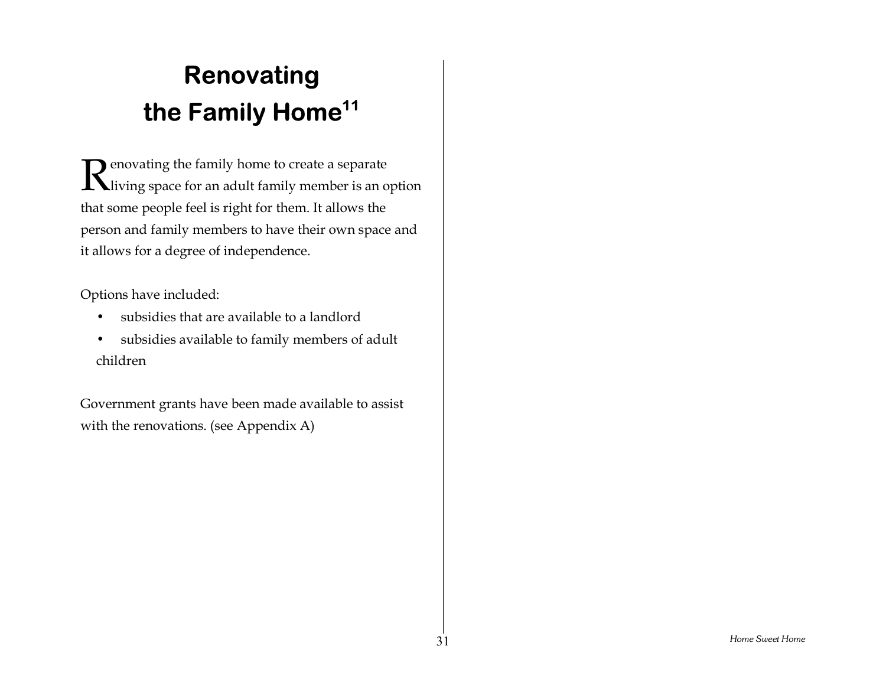# Renovating the Family Home[11]

Renovating the family home to create a separate living space for an adult family member is an option that some people feel is right for them. It allows the person and family members to have their own space and it allows for a degree of independence.

Options have included:

- subsidies that are available to a landlord
- subsidies available to family members of adult children

Government grants have been made available to assist with the renovations. (see Appendix A)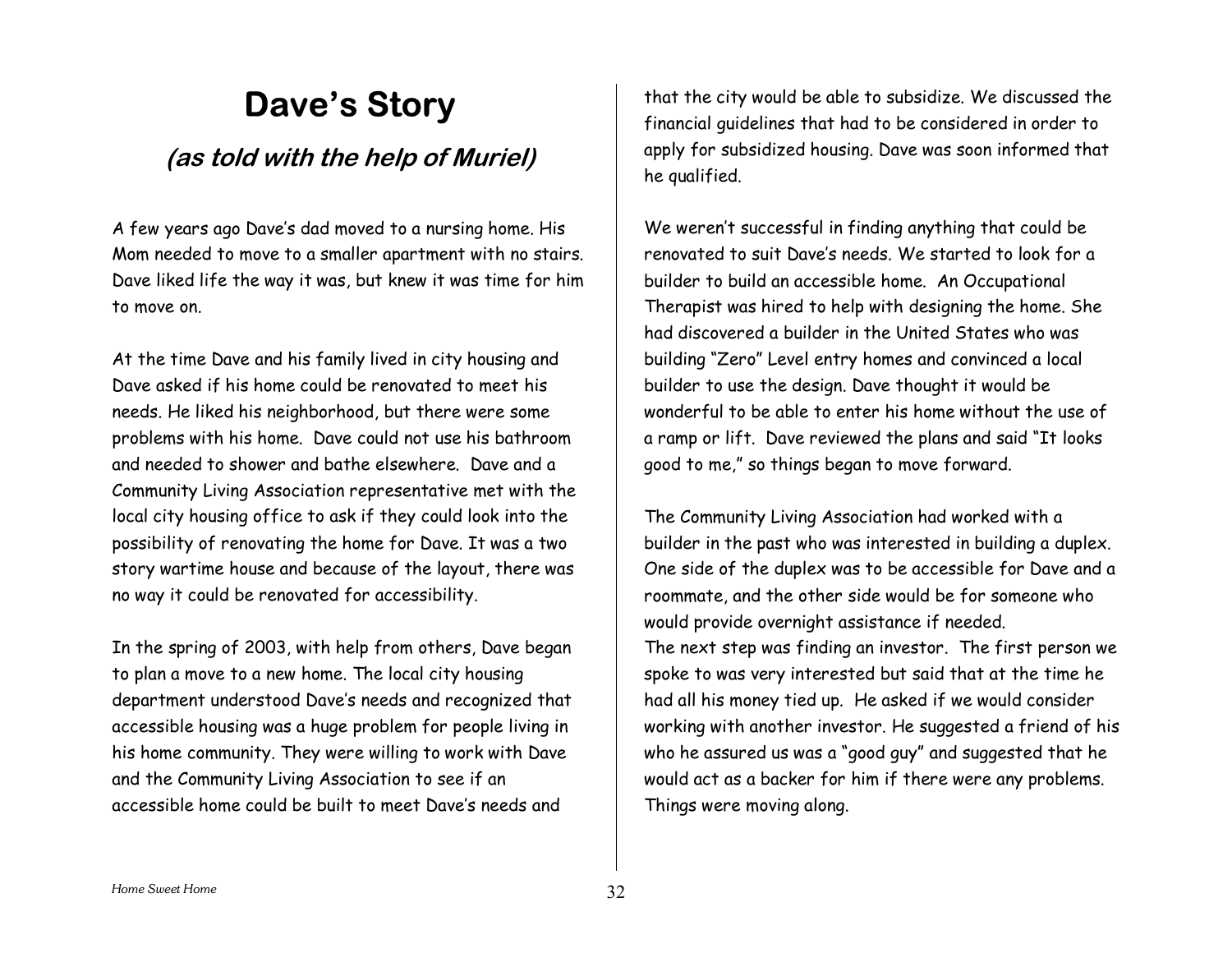# Dave's Story

## *(as told with the help of Muriel)*

A few years ago Dave's dad moved to a nursing home. His Mom needed to move to a smaller apartment with no stairs. Dave liked life the way it was, but knew it was time for him to move on.

At the time Dave and his family lived in city housing and Dave asked if his home could be renovated to meet his needs. He liked his neighborhood, but there were some problems with his home. Dave could not use his bathroom and needed to shower and bathe elsewhere. Dave and a Community Living Association representative met with the local city housing office to ask if they could look into the possibility of renovating the home for Dave. It was a two story wartime house and because of the layout, there was no way it could be renovated for accessibility.

In the spring of 2003, with help from others, Dave began to plan a move to a new home. The local city housing department understood Dave's needs and recognized that accessible housing was a huge problem for people living in his home community. They were willing to work with Dave and the Community Living Association to see if an accessible home could be built to meet Dave's needs and that the city would be able to subsidize. We discussed the financial guidelines that had to be considered in order to apply for subsidized housing. Dave was soon informed that he qualified.

We weren't successful in finding anything that could be renovated to suit Dave's needs. We started to look for a builder to build an accessible home. An Occupational Therapist was hired to help with designing the home. She had discovered a builder in the United States who was building "Zero" Level entry homes and convinced a local builder to use the design. Dave thought it would be wonderful to be able to enter his home without the use of a ramp or lift. Dave reviewed the plans and said "It looks good to me," so things began to move forward.

The Community Living Association had worked with a builder in the past who was interested in building a duplex. One side of the duplex was to be accessible for Dave and a roommate, and the other side would be for someone who would provide overnight assistance if needed.

The next step was finding an investor. The first person we spoke to was very interested but said that at the time he had all his money tied up. He asked if we would consider working with another investor. He suggested a friend of his who he assured us was a "good guy" and suggested that he would act as a backer for him if there were any problems. Things were moving along.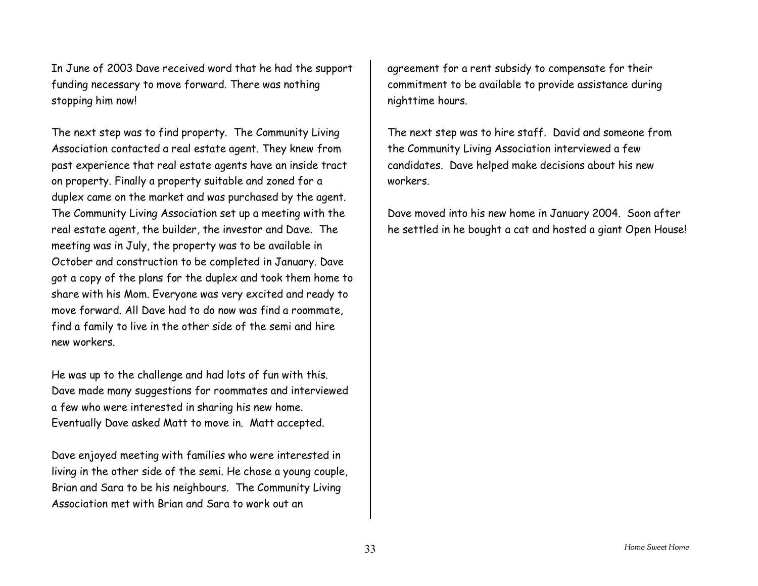In June of 2003 Dave received word that he had the support funding necessary to move forward. There was nothing stopping him now!

The next step was to find property. The Community Living Association contacted a real estate agent. They knew from past experience that real estate agents have an inside tract on property. Finally a property suitable and zoned for a duplex came on the market and was purchased by the agent. The Community Living Association set up a meeting with the real estate agent, the builder, the investor and Dave. The meeting was in July, the property was to be available in October and construction to be completed in January. Dave got a copy of the plans for the duplex and took them home to share with his Mom. Everyone was very excited and ready to move forward. All Dave had to do now was find a roommate, find a family to live in the other side of the semi and hire new workers.

He was up to the challenge and had lots of fun with this. Dave made many suggestions for roommates and interviewed a few who were interested in sharing his new home. Eventually Dave asked Matt to move in. Matt accepted.

Dave enjoyed meeting with families who were interested in living in the other side of the semi. He chose a young couple, Brian and Sara to be his neighbours. The Community Living Association met with Brian and Sara to work out an agreement for a rent subsidy to compensate for their commitment to be available to provide assistance during nighttime hours.

The next step was to hire staff. David and someone from the Community Living Association interviewed a few candidates. Dave helped make decisions about his new workers.

Dave moved into his new home in January 2004. Soon after he settled in he bought a cat and hosted a giant Open House!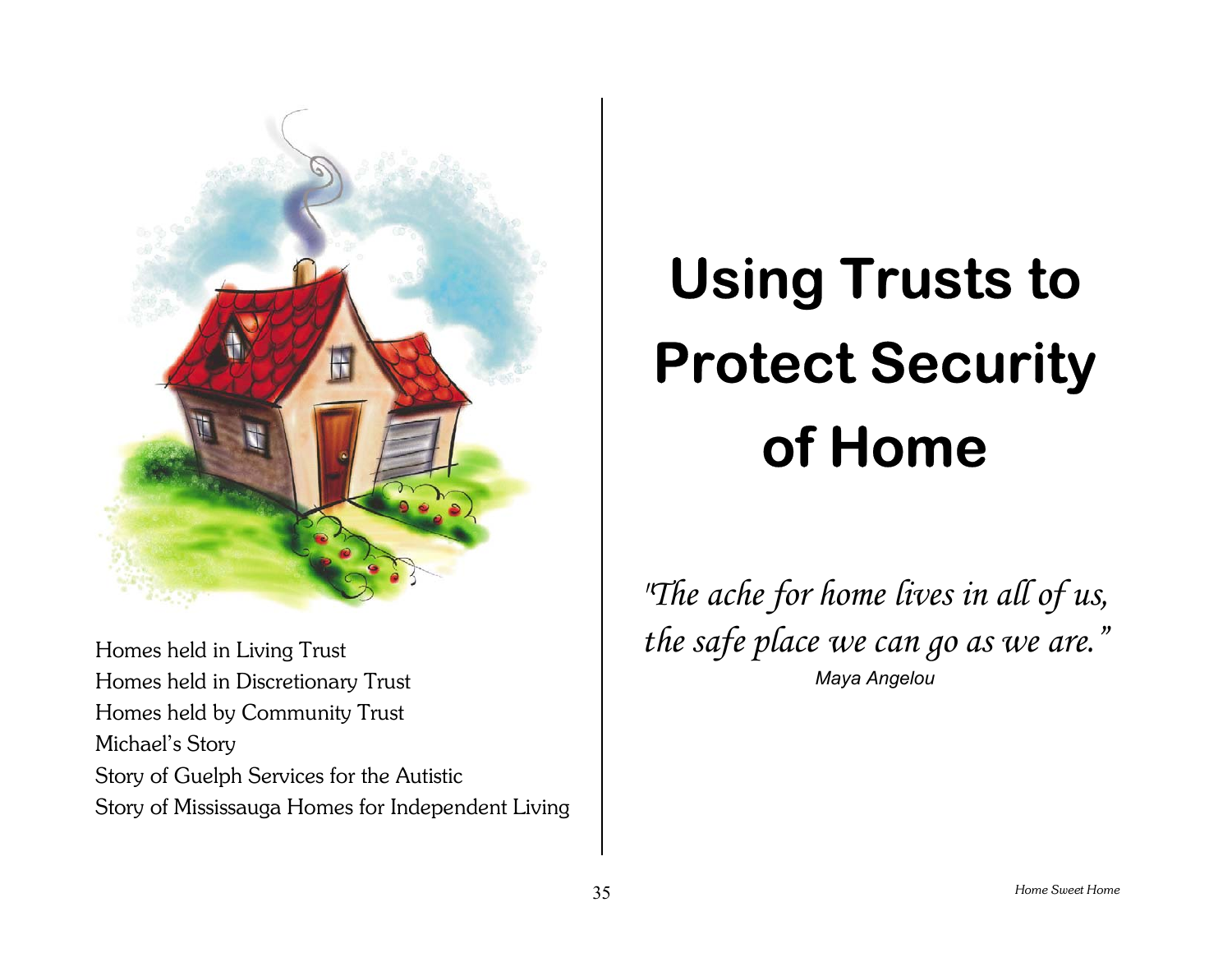Homes held in Living Trust
Homes held in Discretionary Trust
Homes held by Community Trust
Michael's Story
Story of Guelph Services for the Autistic
Story of Mississauga Homes for Independent Living

# Using Trusts to Protect Security of Home

*"The ache for home lives in all of us, the safe place we can go as we are."*
*Maya Angelou*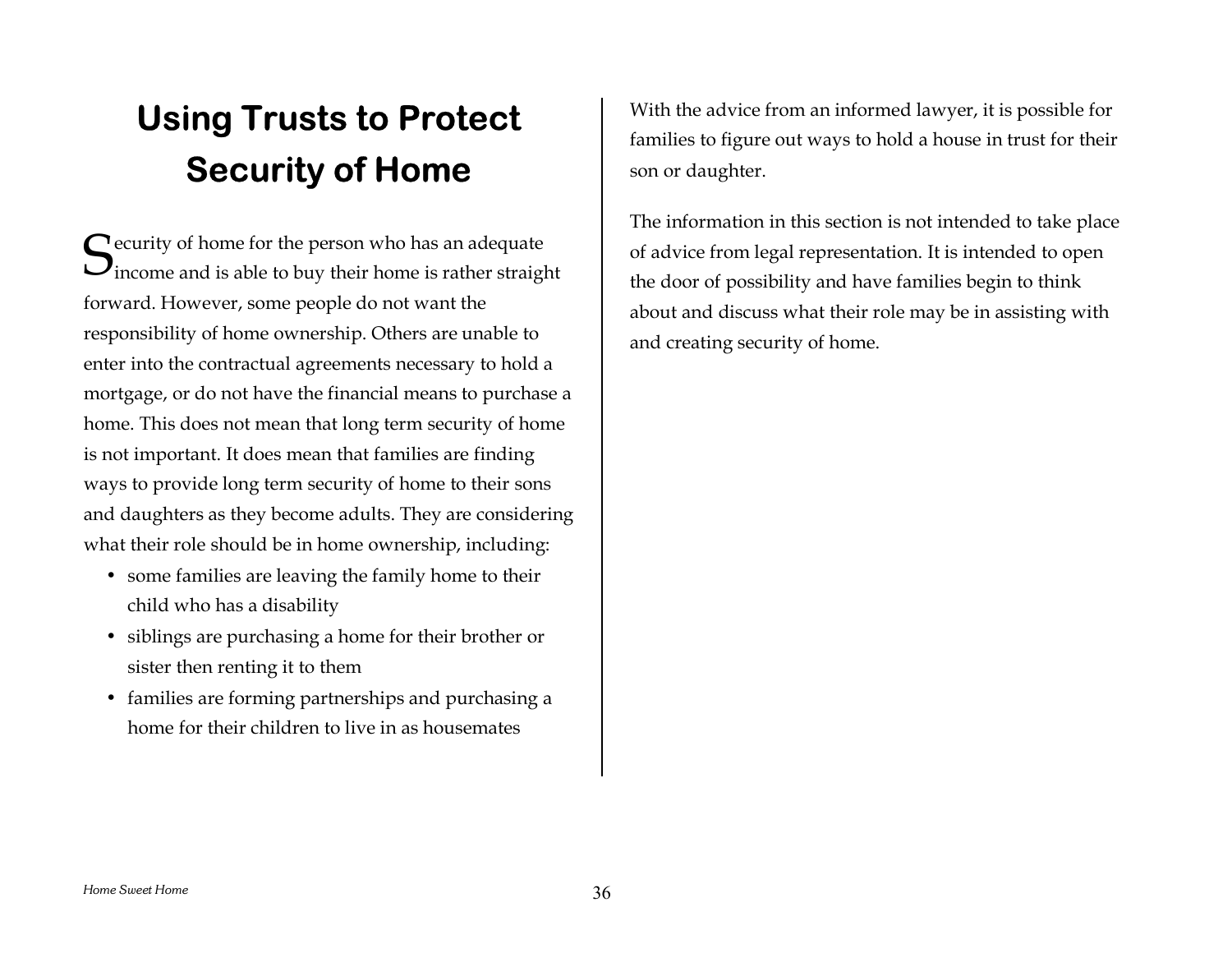# Using Trusts to Protect Security of Home

Security of home for the person who has an adequate income and is able to buy their home is rather straight forward. However, some people do not want the responsibility of home ownership. Others are unable to enter into the contractual agreements necessary to hold a mortgage, or do not have the financial means to purchase a home. This does not mean that long term security of home is not important. It does mean that families are finding ways to provide long term security of home to their sons and daughters as they become adults. They are considering what their role should be in home ownership, including:

- some families are leaving the family home to their child who has a disability
- siblings are purchasing a home for their brother or sister then renting it to them
- families are forming partnerships and purchasing a home for their children to live in as housemates

With the advice from an informed lawyer, it is possible for families to figure out ways to hold a house in trust for their son or daughter.

The information in this section is not intended to take place of advice from legal representation. It is intended to open the door of possibility and have families begin to think about and discuss what their role may be in assisting with and creating security of home.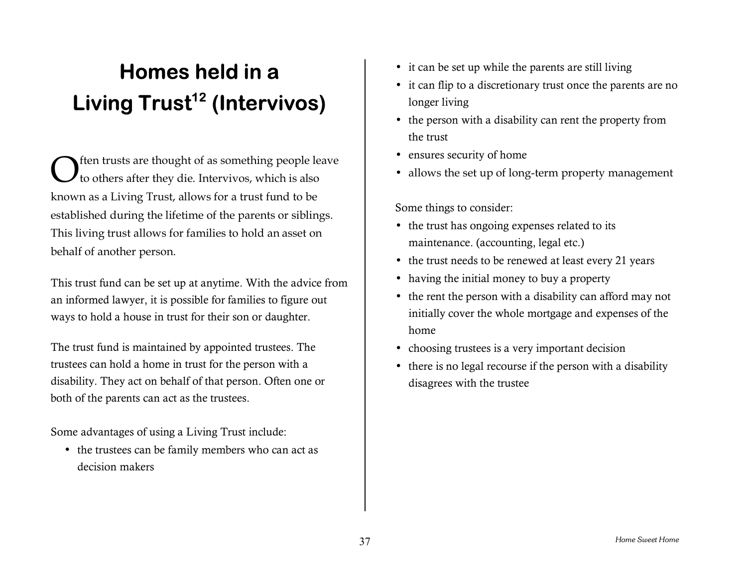# Homes held in a Living Trust[12] (Intervivos)

Often trusts are thought of as something people leave to others after they die. Intervivos, which is also known as a Living Trust, allows for a trust fund to be established during the lifetime of the parents or siblings. This living trust allows for families to hold an asset on behalf of another person.

This trust fund can be set up at anytime. With the advice from an informed lawyer, it is possible for families to figure out ways to hold a house in trust for their son or daughter.

The trust fund is maintained by appointed trustees. The trustees can hold a home in trust for the person with a disability. They act on behalf of that person. Often one or both of the parents can act as the trustees.

Some advantages of using a Living Trust include:

- the trustees can be family members who can act as decision makers
- it can be set up while the parents are still living
- it can flip to a discretionary trust once the parents are no longer living
- the person with a disability can rent the property from the trust
- ensures security of home
- allows the set up of long-term property management

Some things to consider:

- the trust has ongoing expenses related to its maintenance. (accounting, legal etc.)
- the trust needs to be renewed at least every 21 years
- having the initial money to buy a property
- the rent the person with a disability can afford may not initially cover the whole mortgage and expenses of the home
- choosing trustees is a very important decision
- there is no legal recourse if the person with a disability disagrees with the trustee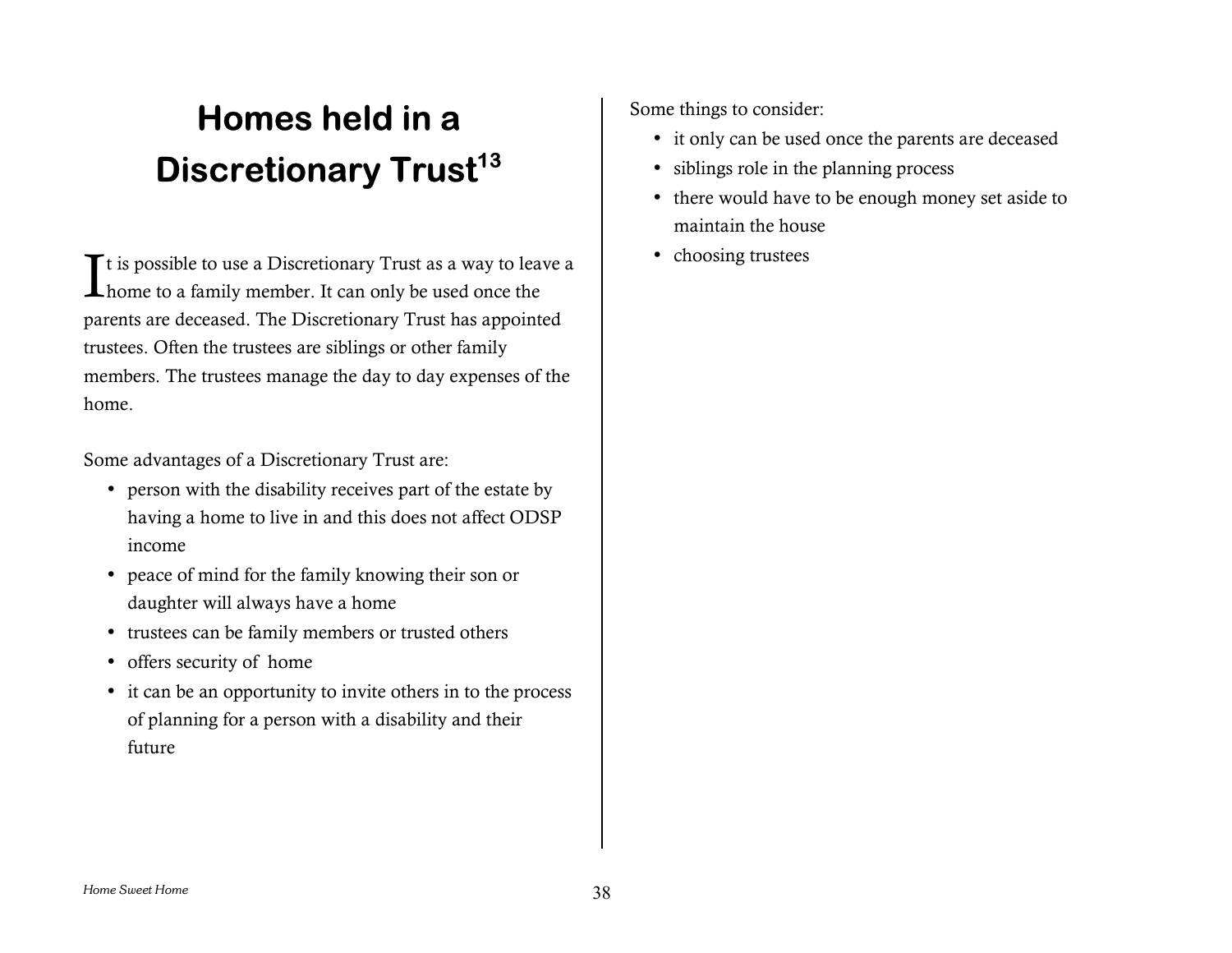# Homes held in a Discretionary Trust[13]

It is possible to use a Discretionary Trust as a way to leave a home to a family member. It can only be used once the parents are deceased. The Discretionary Trust has appointed trustees. Often the trustees are siblings or other family members. The trustees manage the day to day expenses of the home.

Some advantages of a Discretionary Trust are:

- person with the disability receives part of the estate by having a home to live in and this does not affect ODSP income
- peace of mind for the family knowing their son or daughter will always have a home
- trustees can be family members or trusted others
- offers security of home
- it can be an opportunity to invite others in to the process of planning for a person with a disability and their future

Some things to consider:

- it only can be used once the parents are deceased
- siblings role in the planning process
- there would have to be enough money set aside to maintain the house
- choosing trustees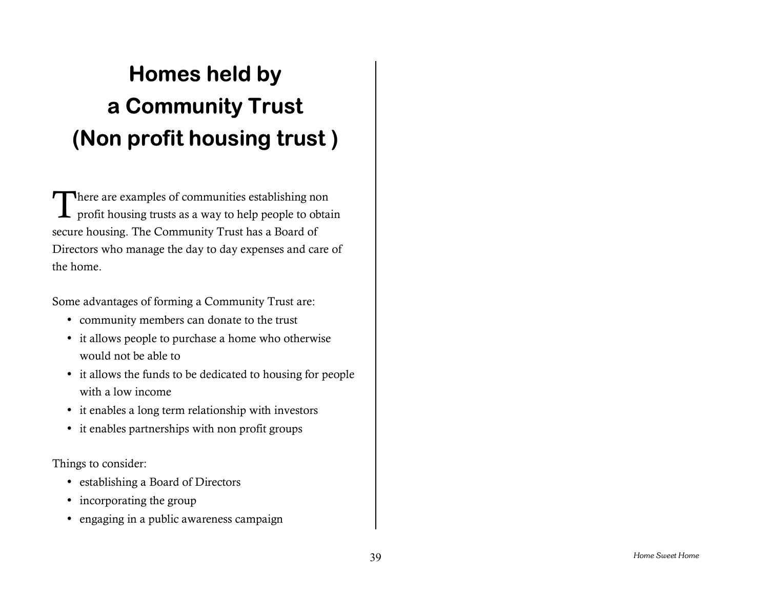# Homes held by a Community Trust (Non profit housing trust )

There are examples of communities establishing non profit housing trusts as a way to help people to obtain secure housing. The Community Trust has a Board of Directors who manage the day to day expenses and care of the home.

Some advantages of forming a Community Trust are:

- community members can donate to the trust
- it allows people to purchase a home who otherwise would not be able to
- it allows the funds to be dedicated to housing for people with a low income
- it enables a long term relationship with investors
- it enables partnerships with non profit groups

Things to consider:

- establishing a Board of Directors
- incorporating the group
- engaging in a public awareness campaign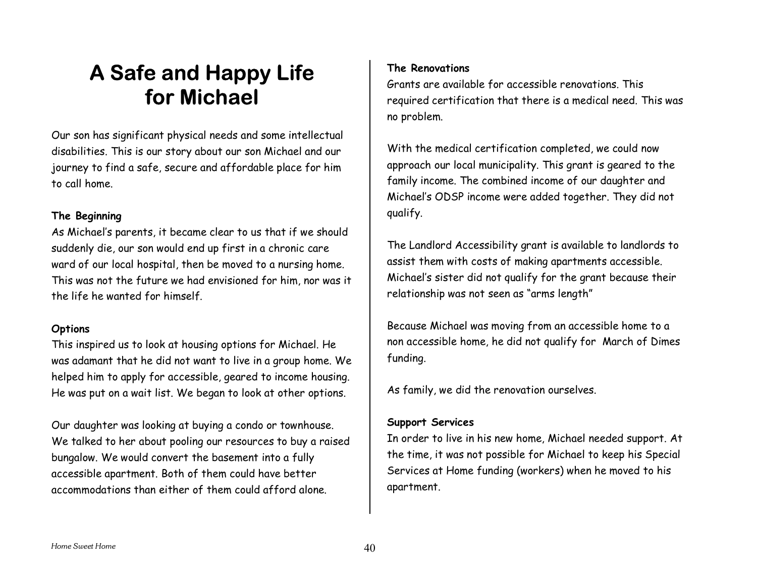# A Safe and Happy Life for Michael

Our son has significant physical needs and some intellectual disabilities. This is our story about our son Michael and our journey to find a safe, secure and affordable place for him to call home.

**The Beginning**

As Michael's parents, it became clear to us that if we should suddenly die, our son would end up first in a chronic care ward of our local hospital, then be moved to a nursing home. This was not the future we had envisioned for him, nor was it the life he wanted for himself.

**Options**

This inspired us to look at housing options for Michael. He was adamant that he did not want to live in a group home. We helped him to apply for accessible, geared to income housing. He was put on a wait list. We began to look at other options.

Our daughter was looking at buying a condo or townhouse. We talked to her about pooling our resources to buy a raised bungalow. We would convert the basement into a fully accessible apartment. Both of them could have better accommodations than either of them could afford alone.

**The Renovations**

Grants are available for accessible renovations. This required certification that there is a medical need. This was no problem.

With the medical certification completed, we could now approach our local municipality. This grant is geared to the family income. The combined income of our daughter and Michael's ODSP income were added together. They did not qualify.

The Landlord Accessibility grant is available to landlords to assist them with costs of making apartments accessible. Michael's sister did not qualify for the grant because their relationship was not seen as "arms length"

Because Michael was moving from an accessible home to a non accessible home, he did not qualify for March of Dimes funding.

As family, we did the renovation ourselves.

**Support Services**

In order to live in his new home, Michael needed support. At the time, it was not possible for Michael to keep his Special Services at Home funding (workers) when he moved to his apartment.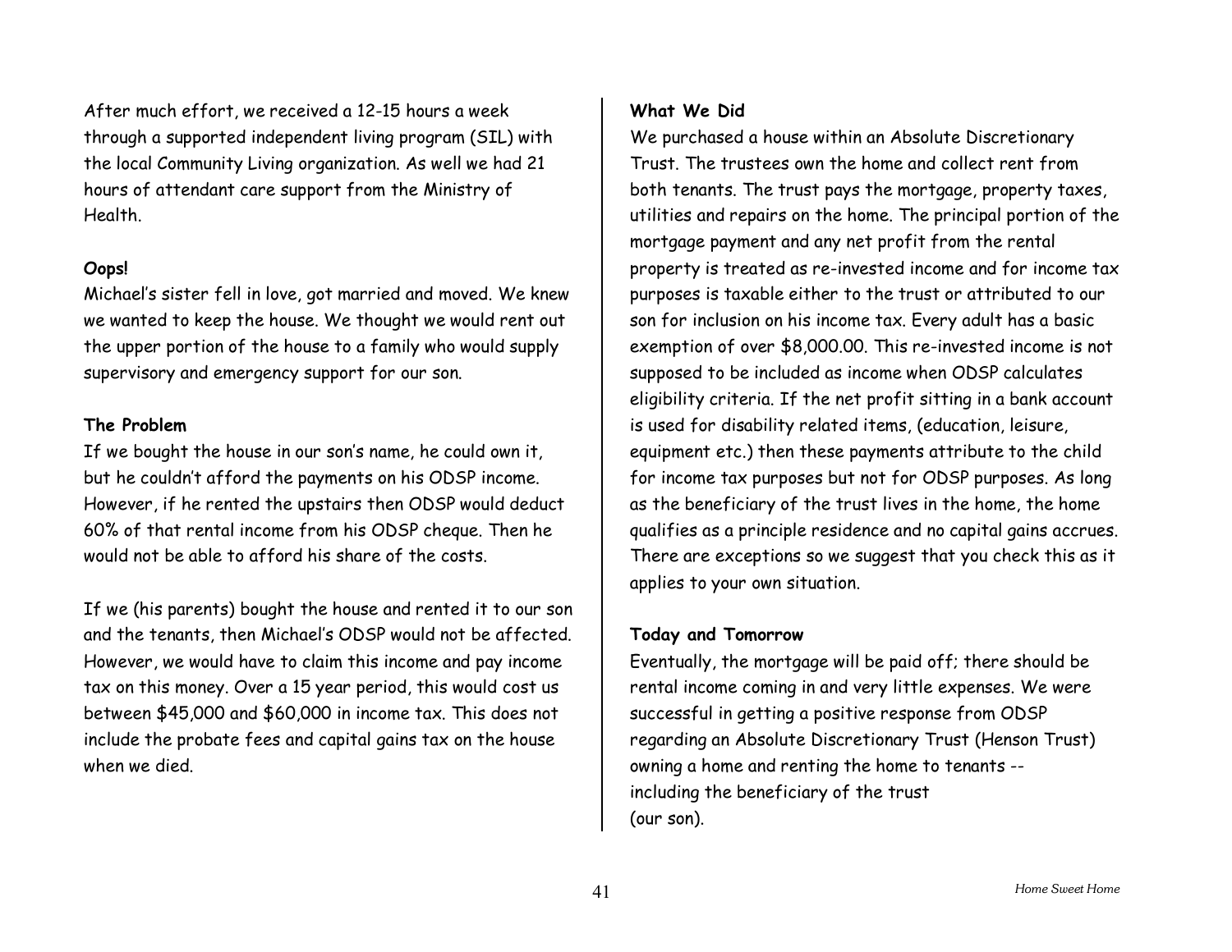After much effort, we received a 12-15 hours a week through a supported independent living program (SIL) with the local Community Living organization. As well we had 21 hours of attendant care support from the Ministry of Health.

**Oops!**

Michael's sister fell in love, got married and moved. We knew we wanted to keep the house. We thought we would rent out the upper portion of the house to a family who would supply supervisory and emergency support for our son.

**The Problem**

If we bought the house in our son's name, he could own it, but he couldn't afford the payments on his ODSP income. However, if he rented the upstairs then ODSP would deduct 60% of that rental income from his ODSP cheque. Then he would not be able to afford his share of the costs.

If we (his parents) bought the house and rented it to our son and the tenants, then Michael's ODSP would not be affected. However, we would have to claim this income and pay income tax on this money. Over a 15 year period, this would cost us between $45,000 and $60,000 in income tax. This does not include the probate fees and capital gains tax on the house when we died.

**What We Did**

We purchased a house within an Absolute Discretionary Trust. The trustees own the home and collect rent from both tenants. The trust pays the mortgage, property taxes, utilities and repairs on the home. The principal portion of the mortgage payment and any net profit from the rental property is treated as re-invested income and for income tax purposes is taxable either to the trust or attributed to our son for inclusion on his income tax. Every adult has a basic exemption of over $8,000.00. This re-invested income is not supposed to be included as income when ODSP calculates eligibility criteria. If the net profit sitting in a bank account is used for disability related items, (education, leisure, equipment etc.) then these payments attribute to the child for income tax purposes but not for ODSP purposes. As long as the beneficiary of the trust lives in the home, the home qualifies as a principle residence and no capital gains accrues. There are exceptions so we suggest that you check this as it applies to your own situation.

**Today and Tomorrow**

Eventually, the mortgage will be paid off; there should be rental income coming in and very little expenses. We were successful in getting a positive response from ODSP regarding an Absolute Discretionary Trust (Henson Trust) owning a home and renting the home to tenants -- including the beneficiary of the trust (our son).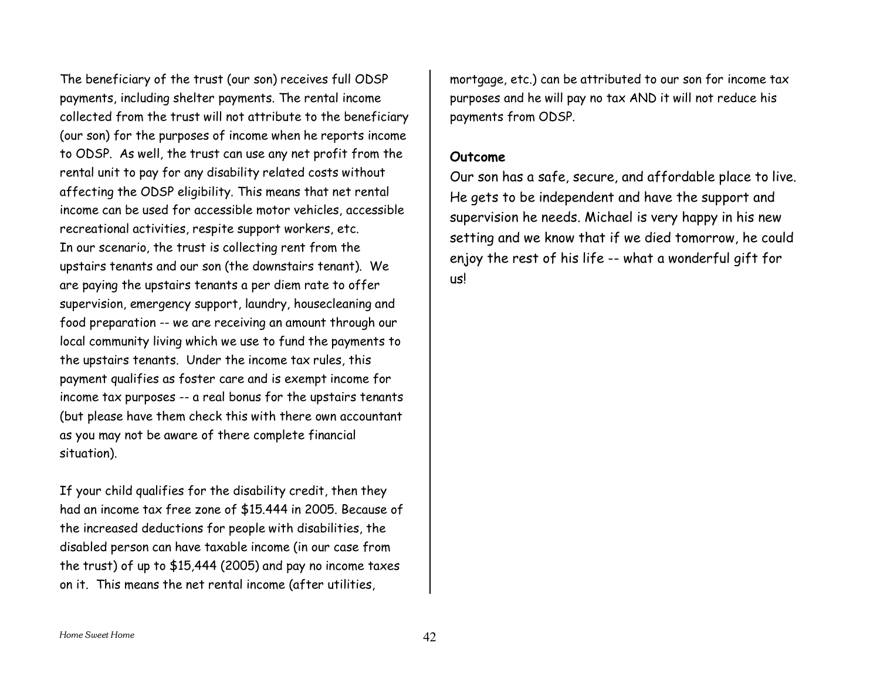The beneficiary of the trust (our son) receives full ODSP payments, including shelter payments. The rental income collected from the trust will not attribute to the beneficiary (our son) for the purposes of income when he reports income to ODSP. As well, the trust can use any net profit from the rental unit to pay for any disability related costs without affecting the ODSP eligibility. This means that net rental income can be used for accessible motor vehicles, accessible recreational activities, respite support workers, etc.
In our scenario, the trust is collecting rent from the upstairs tenants and our son (the downstairs tenant). We are paying the upstairs tenants a per diem rate to offer supervision, emergency support, laundry, housecleaning and food preparation -- we are receiving an amount through our local community living which we use to fund the payments to the upstairs tenants. Under the income tax rules, this payment qualifies as foster care and is exempt income for income tax purposes -- a real bonus for the upstairs tenants (but please have them check this with there own accountant as you may not be aware of there complete financial situation).

If your child qualifies for the disability credit, then they had an income tax free zone of $15.444 in 2005. Because of the increased deductions for people with disabilities, the disabled person can have taxable income (in our case from the trust) of up to $15,444 (2005) and pay no income taxes on it. This means the net rental income (after utilities, mortgage, etc.) can be attributed to our son for income tax purposes and he will pay no tax AND it will not reduce his payments from ODSP.

**Outcome**

Our son has a safe, secure, and affordable place to live. He gets to be independent and have the support and supervision he needs. Michael is very happy in his new setting and we know that if we died tomorrow, he could enjoy the rest of his life -- what a wonderful gift for us!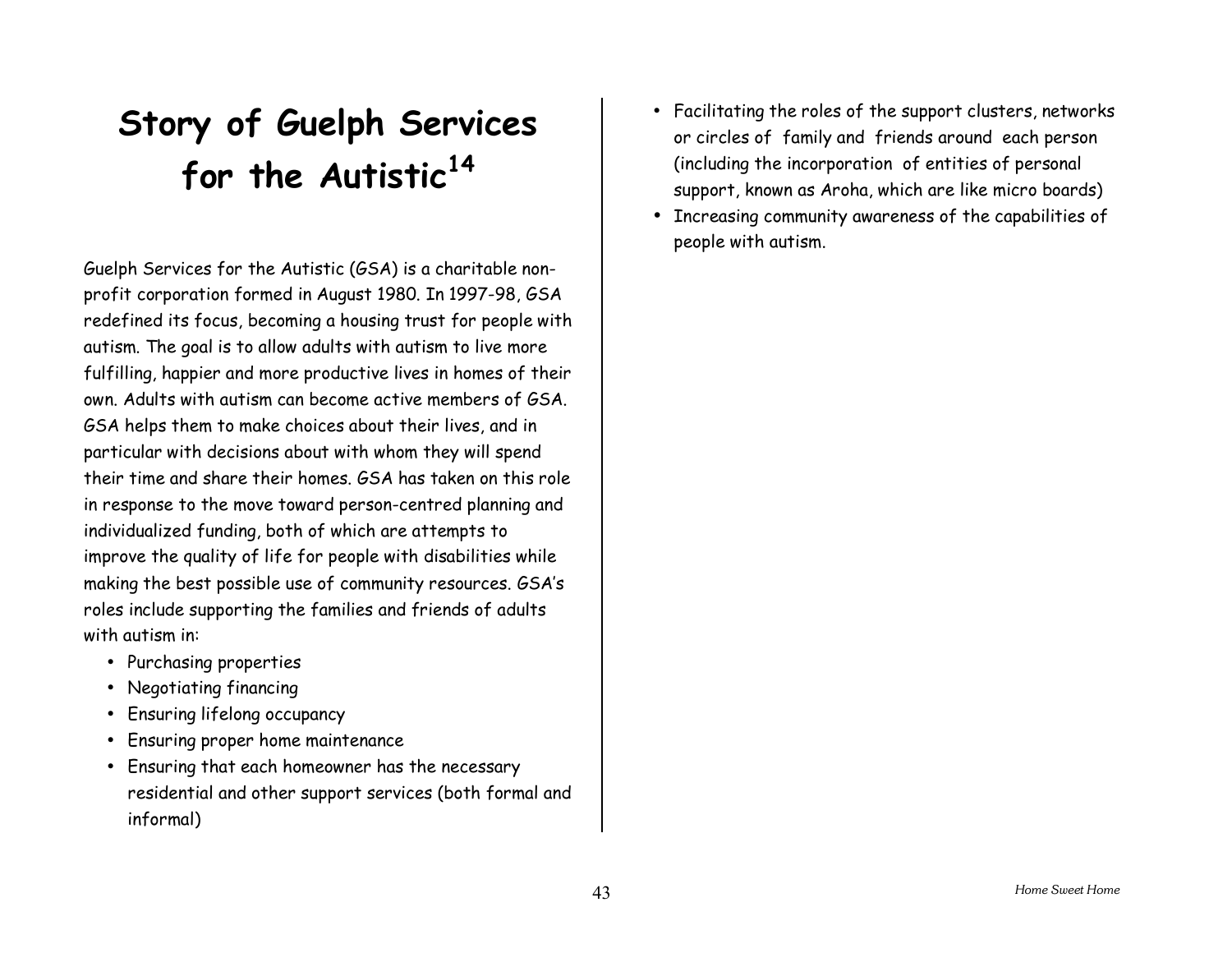# Story of Guelph Services for the Autistic[14]

Guelph Services for the Autistic (GSA) is a charitable non-profit corporation formed in August 1980. In 1997-98, GSA redefined its focus, becoming a housing trust for people with autism. The goal is to allow adults with autism to live more fulfilling, happier and more productive lives in homes of their own. Adults with autism can become active members of GSA. GSA helps them to make choices about their lives, and in particular with decisions about with whom they will spend their time and share their homes. GSA has taken on this role in response to the move toward person-centred planning and individualized funding, both of which are attempts to improve the quality of life for people with disabilities while making the best possible use of community resources. GSA's roles include supporting the families and friends of adults with autism in:

- Purchasing properties
- Negotiating financing
- Ensuring lifelong occupancy
- Ensuring proper home maintenance
- Ensuring that each homeowner has the necessary residential and other support services (both formal and informal)
- Facilitating the roles of the support clusters, networks or circles of family and friends around each person (including the incorporation of entities of personal support, known as Aroha, which are like micro boards)
- Increasing community awareness of the capabilities of people with autism.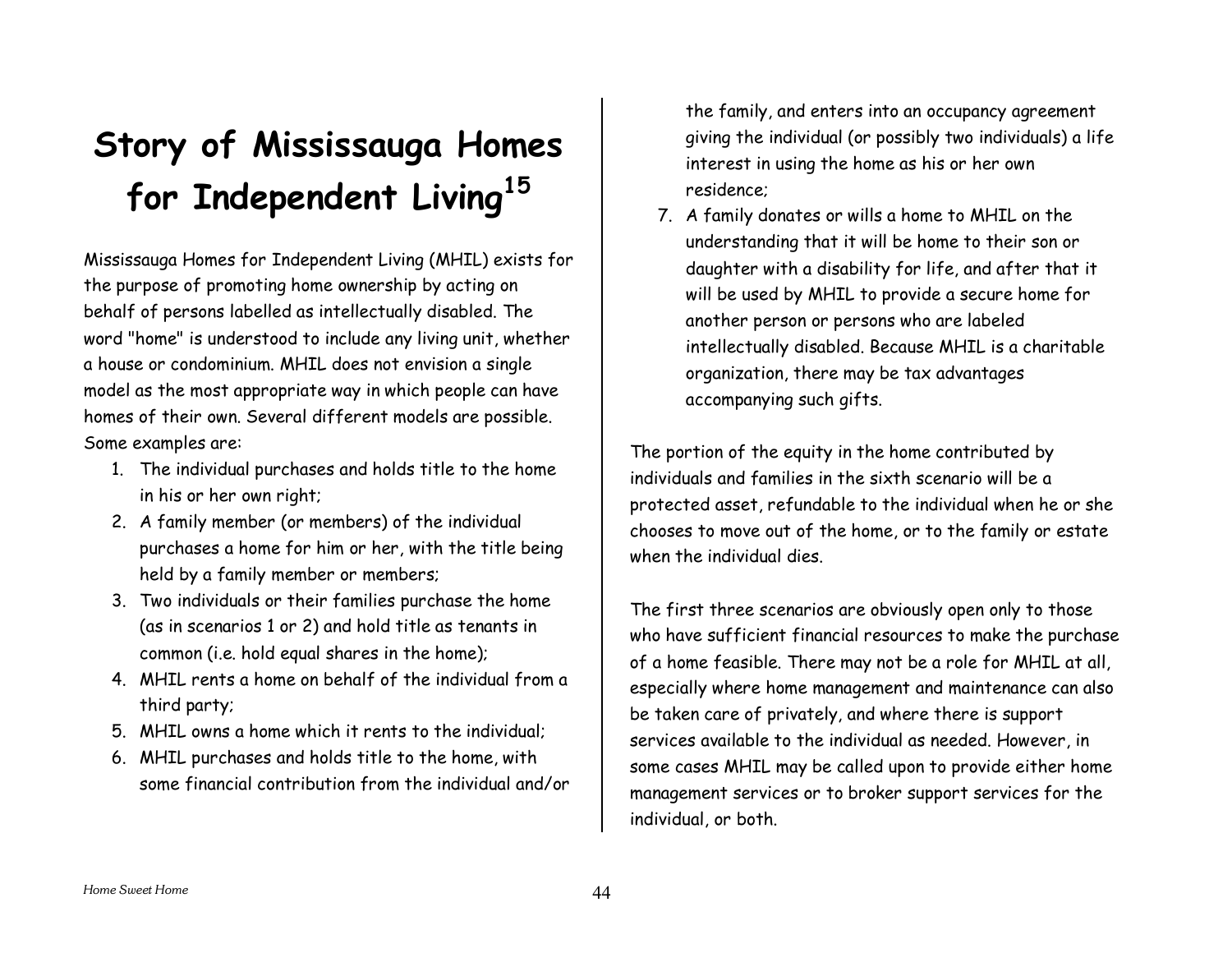# Story of Mississauga Homes for Independent Living[15]

Mississauga Homes for Independent Living (MHIL) exists for the purpose of promoting home ownership by acting on behalf of persons labelled as intellectually disabled. The word "home" is understood to include any living unit, whether a house or condominium. MHIL does not envision a single model as the most appropriate way in which people can have homes of their own. Several different models are possible. Some examples are:

1. The individual purchases and holds title to the home in his or her own right;
2. A family member (or members) of the individual purchases a home for him or her, with the title being held by a family member or members;
3. Two individuals or their families purchase the home (as in scenarios 1 or 2) and hold title as tenants in common (i.e. hold equal shares in the home);
4. MHIL rents a home on behalf of the individual from a third party;
5. MHIL owns a home which it rents to the individual;
6. MHIL purchases and holds title to the home, with some financial contribution from the individual and/or the family, and enters into an occupancy agreement giving the individual (or possibly two individuals) a life interest in using the home as his or her own residence;
7. A family donates or wills a home to MHIL on the understanding that it will be home to their son or daughter with a disability for life, and after that it will be used by MHIL to provide a secure home for another person or persons who are labeled intellectually disabled. Because MHIL is a charitable organization, there may be tax advantages accompanying such gifts.

The portion of the equity in the home contributed by individuals and families in the sixth scenario will be a protected asset, refundable to the individual when he or she chooses to move out of the home, or to the family or estate when the individual dies.

The first three scenarios are obviously open only to those who have sufficient financial resources to make the purchase of a home feasible. There may not be a role for MHIL at all, especially where home management and maintenance can also be taken care of privately, and where there is support services available to the individual as needed. However, in some cases MHIL may be called upon to provide either home management services or to broker support services for the individual, or both.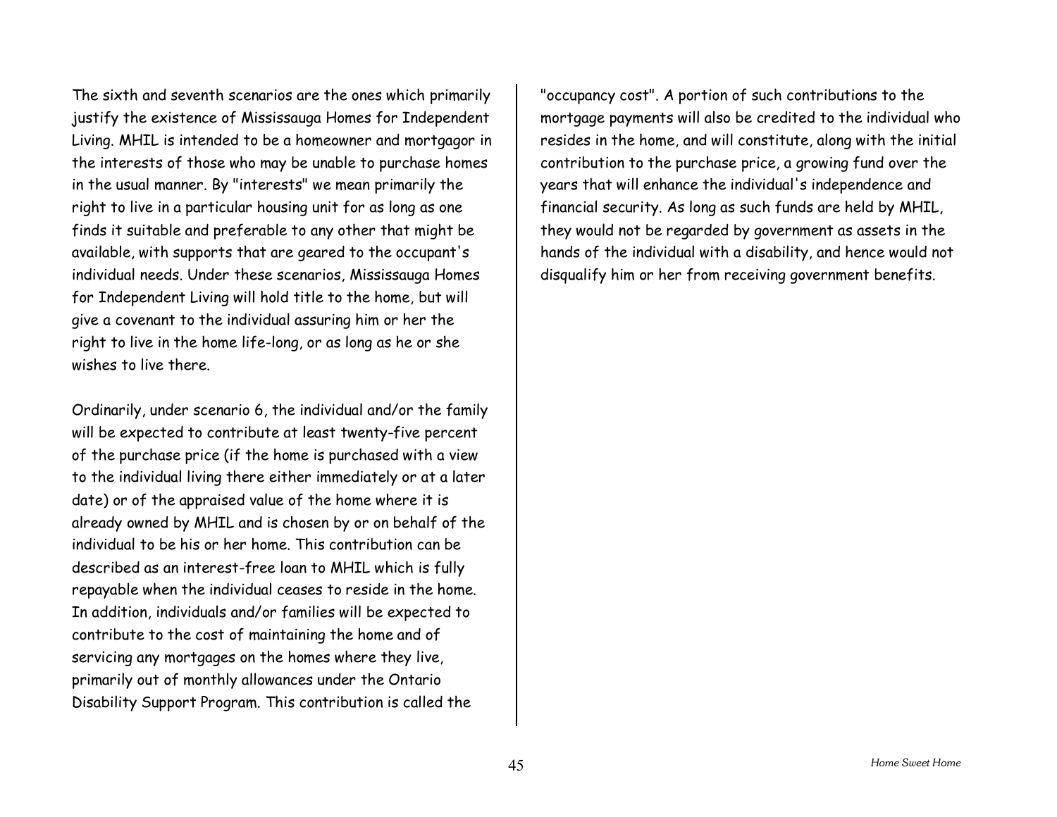The sixth and seventh scenarios are the ones which primarily justify the existence of Mississauga Homes for Independent Living. MHIL is intended to be a homeowner and mortgagor in the interests of those who may be unable to purchase homes in the usual manner. By "interests" we mean primarily the right to live in a particular housing unit for as long as one finds it suitable and preferable to any other that might be available, with supports that are geared to the occupant's individual needs. Under these scenarios, Mississauga Homes for Independent Living will hold title to the home, but will give a covenant to the individual assuring him or her the right to live in the home life-long, or as long as he or she wishes to live there.

Ordinarily, under scenario 6, the individual and/or the family will be expected to contribute at least twenty-five percent of the purchase price (if the home is purchased with a view to the individual living there either immediately or at a later date) or of the appraised value of the home where it is already owned by MHIL and is chosen by or on behalf of the individual to be his or her home. This contribution can be described as an interest-free loan to MHIL which is fully repayable when the individual ceases to reside in the home. In addition, individuals and/or families will be expected to contribute to the cost of maintaining the home and of servicing any mortgages on the homes where they live, primarily out of monthly allowances under the Ontario Disability Support Program. This contribution is called the "occupancy cost". A portion of such contributions to the mortgage payments will also be credited to the individual who resides in the home, and will constitute, along with the initial contribution to the purchase price, a growing fund over the years that will enhance the individual's independence and financial security. As long as such funds are held by MHIL, they would not be regarded by government as assets in the hands of the individual with a disability, and hence would not disqualify him or her from receiving government benefits.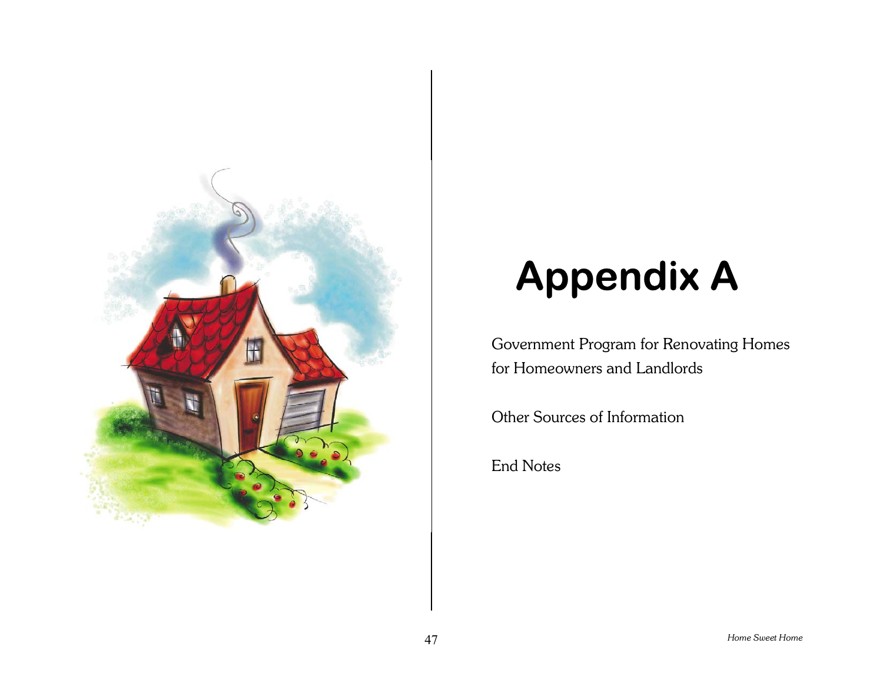# Appendix A

Government Program for Renovating Homes for Homeowners and Landlords

Other Sources of Information

End Notes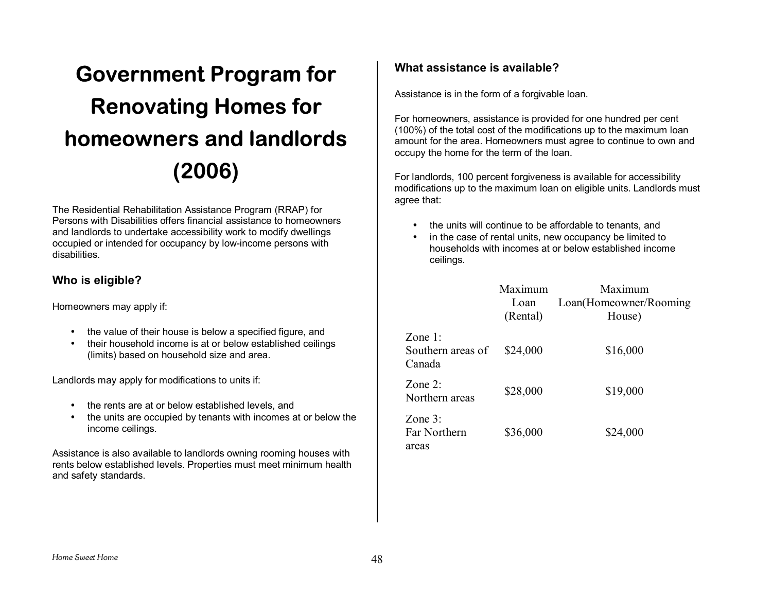# Government Program for Renovating Homes for homeowners and landlords (2006)

The Residential Rehabilitation Assistance Program (RRAP) for Persons with Disabilities offers financial assistance to homeowners and landlords to undertake accessibility work to modify dwellings occupied or intended for occupancy by low-income persons with disabilities.

### Who is eligible?

Homeowners may apply if:

- the value of their house is below a specified figure, and
- their household income is at or below established ceilings (limits) based on household size and area.

Landlords may apply for modifications to units if:

- the rents are at or below established levels, and
- the units are occupied by tenants with incomes at or below the income ceilings.

Assistance is also available to landlords owning rooming houses with rents below established levels. Properties must meet minimum health and safety standards.

### What assistance is available?

Assistance is in the form of a forgivable loan.

For homeowners, assistance is provided for one hundred per cent (100%) of the total cost of the modifications up to the maximum loan amount for the area. Homeowners must agree to continue to own and occupy the home for the term of the loan.

For landlords, 100 percent forgiveness is available for accessibility modifications up to the maximum loan on eligible units. Landlords must agree that:

- the units will continue to be affordable to tenants, and
- in the case of rental units, new occupancy be limited to households with incomes at or below established income ceilings.

| | Maximum Loan (Rental) | Maximum Loan(Homeowner/Rooming House) |
|---|---|---|
| Zone 1: Southern areas of Canada | $24,000 | $16,000 |
| Zone 2: Northern areas | $28,000 | $19,000 |
| Zone 3: Far Northern areas | $36,000 | $24,000 |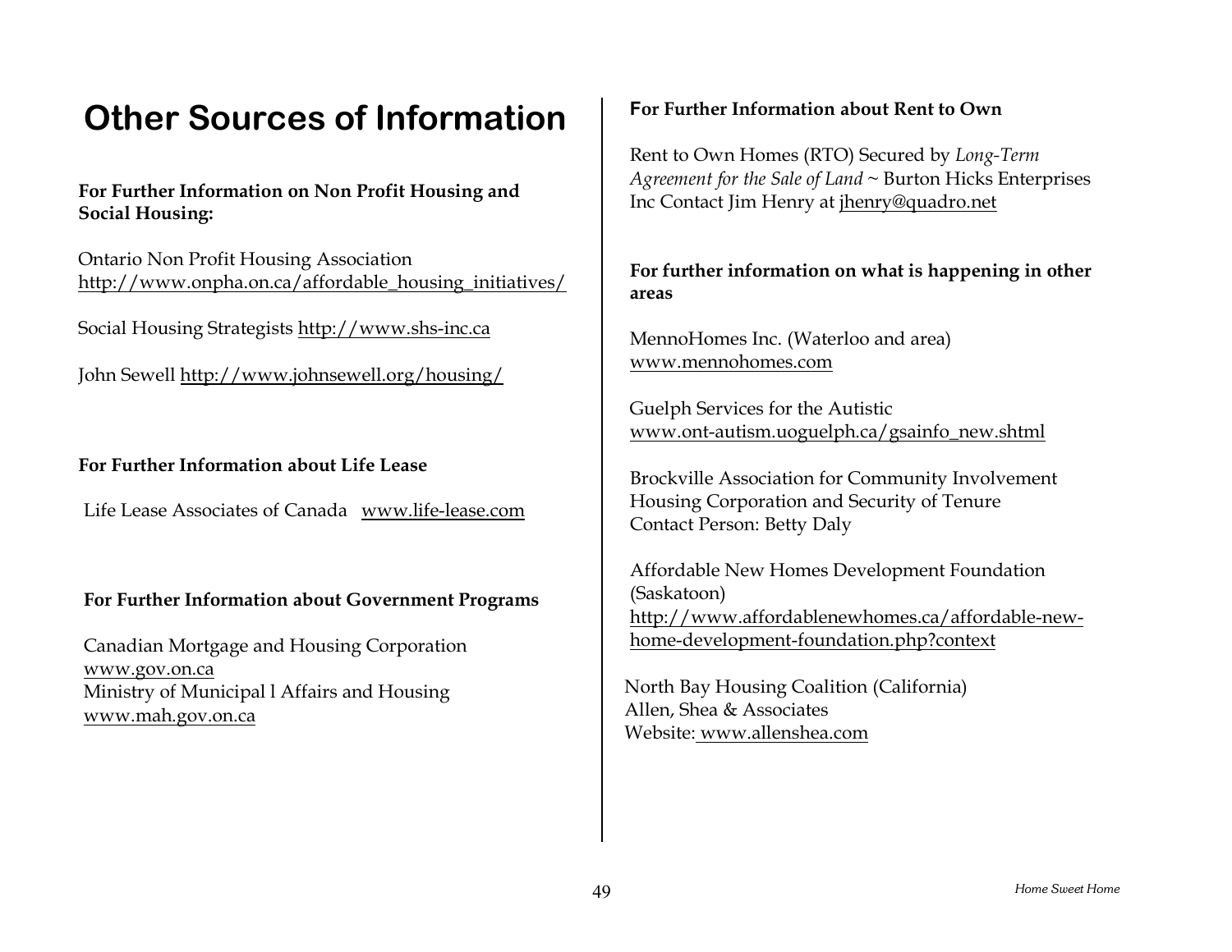# Other Sources of Information

**For Further Information on Non Profit Housing and Social Housing:**

Ontario Non Profit Housing Association
http://www.onpha.on.ca/affordable_housing_initiatives/

Social Housing Strategists http://www.shs-inc.ca

John Sewell http://www.johnsewell.org/housing/

**For Further Information about Life Lease**

Life Lease Associates of Canada www.life-lease.com

**For Further Information about Government Programs**

Canadian Mortgage and Housing Corporation
www.gov.on.ca
Ministry of Municipal l Affairs and Housing
www.mah.gov.on.ca

**For Further Information about Rent to Own**

Rent to Own Homes (RTO) Secured by *Long-Term Agreement for the Sale of Land* ~ Burton Hicks Enterprises Inc Contact Jim Henry at jhenry@quadro.net

**For further information on what is happening in other areas**

MennoHomes Inc. (Waterloo and area)
www.mennohomes.com

Guelph Services for the Autistic
www.ont-autism.uoguelph.ca/gsainfo_new.shtml

Brockville Association for Community Involvement
Housing Corporation and Security of Tenure
Contact Person: Betty Daly

Affordable New Homes Development Foundation (Saskatoon)
http://www.affordablenewhomes.ca/affordable-new-home-development-foundation.php?context

North Bay Housing Coalition (California)
Allen, Shea & Associates
Website: www.allenshea.com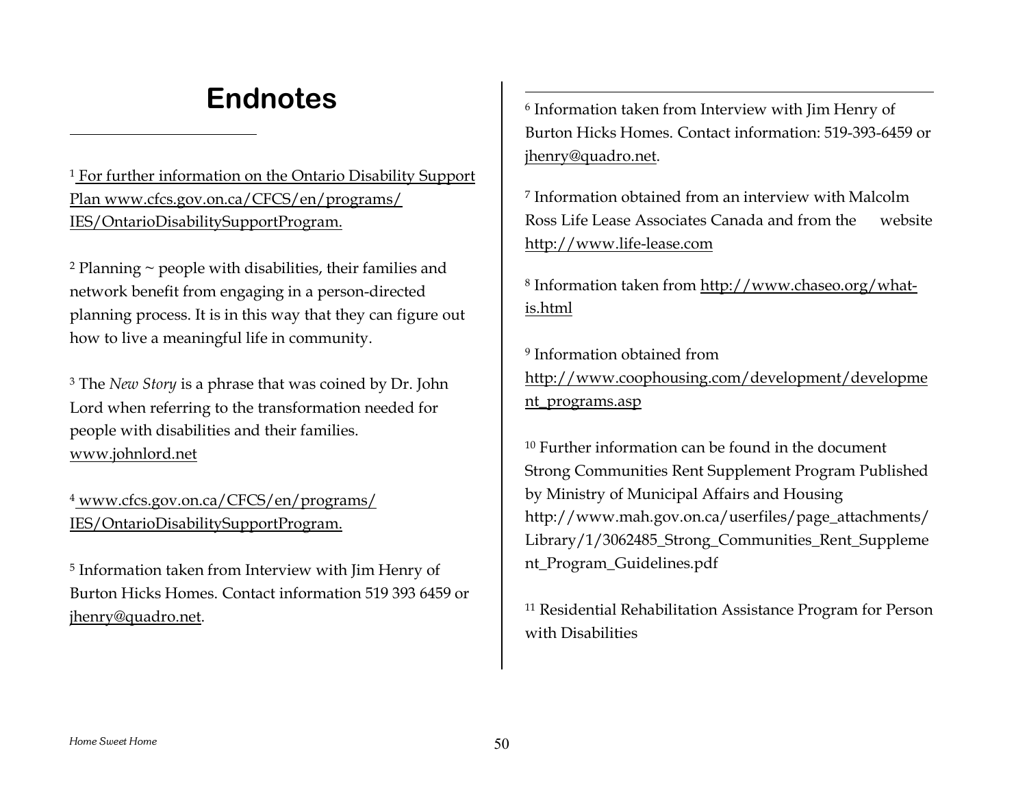# Endnotes

[1] For further information on the Ontario Disability Support Plan www.cfcs.gov.on.ca/CFCS/en/programs/IES/OntarioDisabilitySupportProgram.

[2] Planning ~ people with disabilities, their families and network benefit from engaging in a person-directed planning process. It is in this way that they can figure out how to live a meaningful life in community.

[3] The *New Story* is a phrase that was coined by Dr. John Lord when referring to the transformation needed for people with disabilities and their families. www.johnlord.net

[4] www.cfcs.gov.on.ca/CFCS/en/programs/IES/OntarioDisabilitySupportProgram.

[5] Information taken from Interview with Jim Henry of Burton Hicks Homes. Contact information 519 393 6459 or jhenry@quadro.net.

[6] Information taken from Interview with Jim Henry of Burton Hicks Homes. Contact information: 519-393-6459 or jhenry@quadro.net.

[7] Information obtained from an interview with Malcolm Ross Life Lease Associates Canada and from the website http://www.life-lease.com

[8] Information taken from http://www.chaseo.org/what-is.html

[9] Information obtained from http://www.coophousing.com/development/development_programs.asp

[10] Further information can be found in the document Strong Communities Rent Supplement Program Published by Ministry of Municipal Affairs and Housing http://www.mah.gov.on.ca/userfiles/page_attachments/Library/1/3062485_Strong_Communities_Rent_Supplement_Program_Guidelines.pdf

[11] Residential Rehabilitation Assistance Program for Person with Disabilities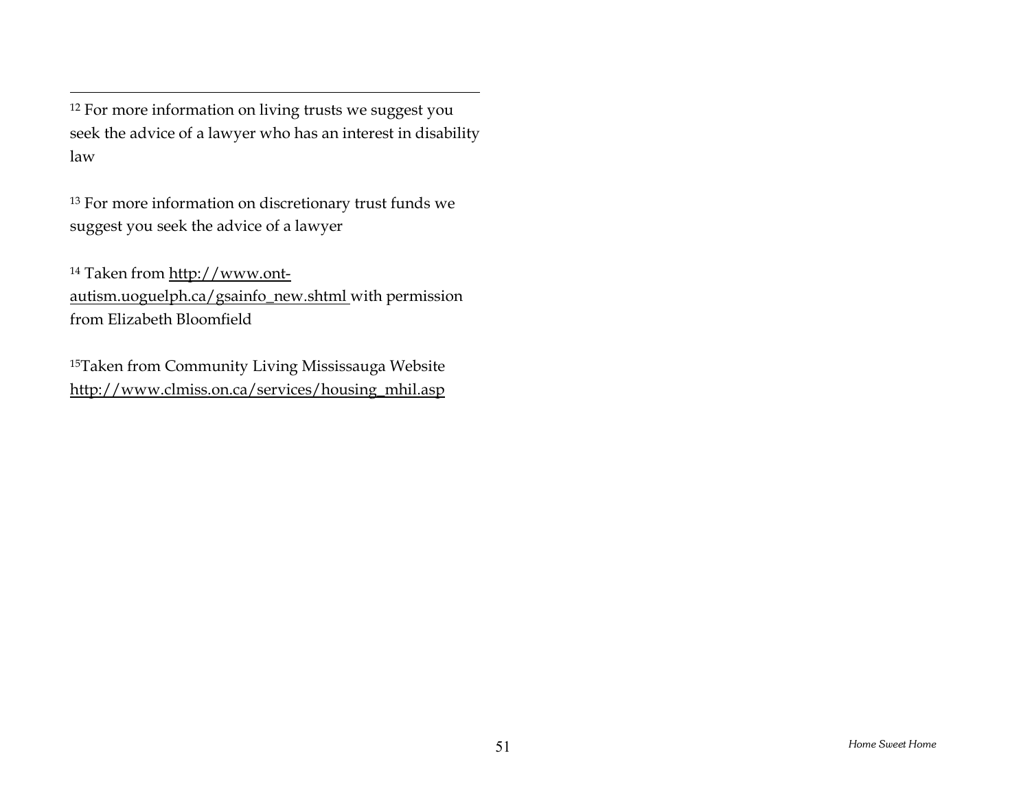---

[12] For more information on living trusts we suggest you seek the advice of a lawyer who has an interest in disability law

[13] For more information on discretionary trust funds we suggest you seek the advice of a lawyer

[14] Taken from http://www.ont-autism.uoguelph.ca/gsainfo_new.shtml with permission from Elizabeth Bloomfield

[15]Taken from Community Living Mississauga Website http://www.clmiss.on.ca/services/housing_mhil.asp